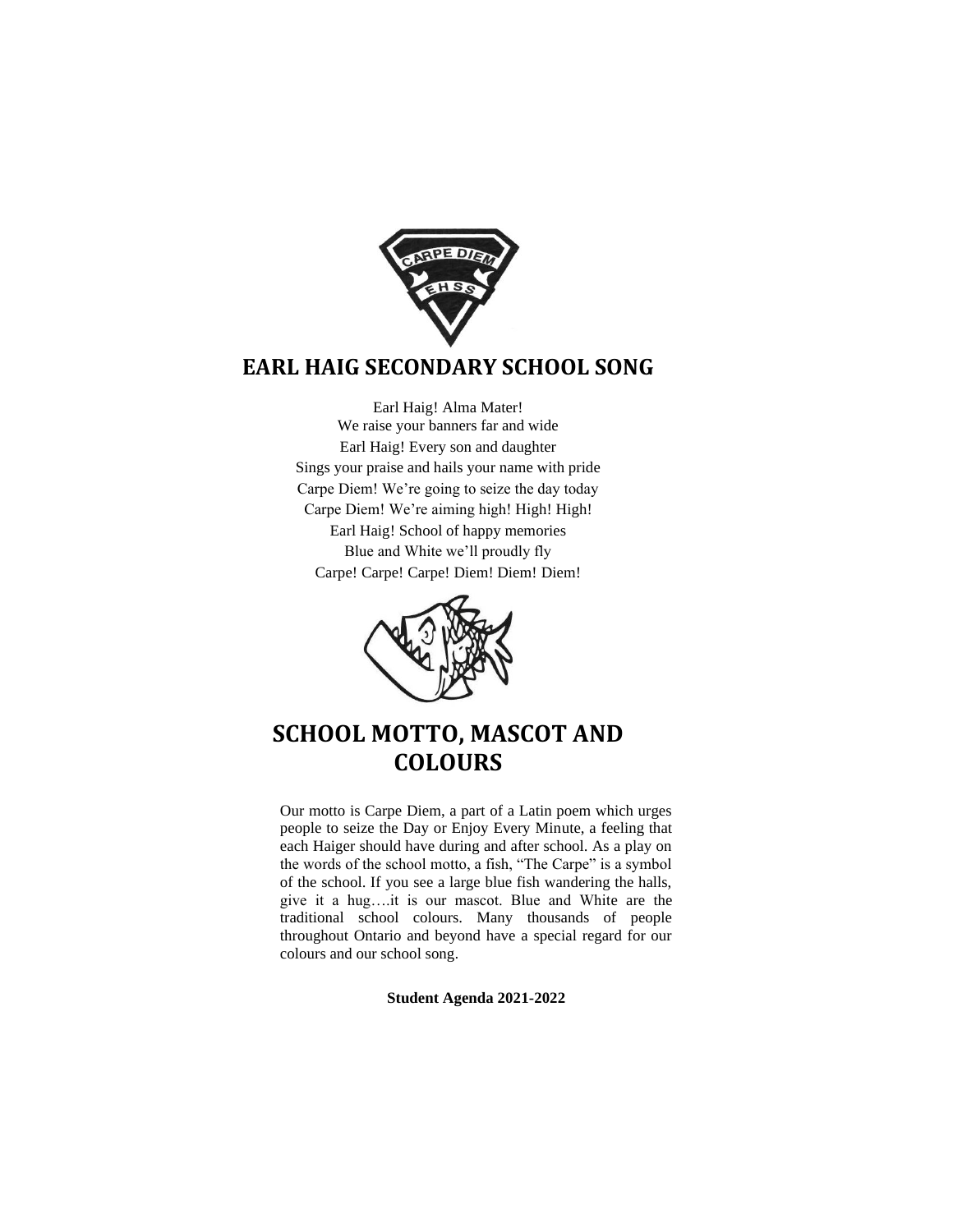## EARL HAIG SECONDARY SCHOOL SONG

Earl Haig! Alma Mater!
We raise your banners far and wide
Earl Haig! Every son and daughter
Sings your praise and hails your name with pride
Carpe Diem! We're going to seize the day today
Carpe Diem! We're aiming high! High! High!
Earl Haig! School of happy memories
Blue and White we'll proudly fly
Carpe! Carpe! Carpe! Diem! Diem! Diem!

## SCHOOL MOTTO, MASCOT AND COLOURS

Our motto is Carpe Diem, a part of a Latin poem which urges people to seize the Day or Enjoy Every Minute, a feeling that each Haiger should have during and after school. As a play on the words of the school motto, a fish, "The Carpe" is a symbol of the school. If you see a large blue fish wandering the halls, give it a hug….it is our mascot. Blue and White are the traditional school colours. Many thousands of people throughout Ontario and beyond have a special regard for our colours and our school song.

**Student Agenda 2021-2022**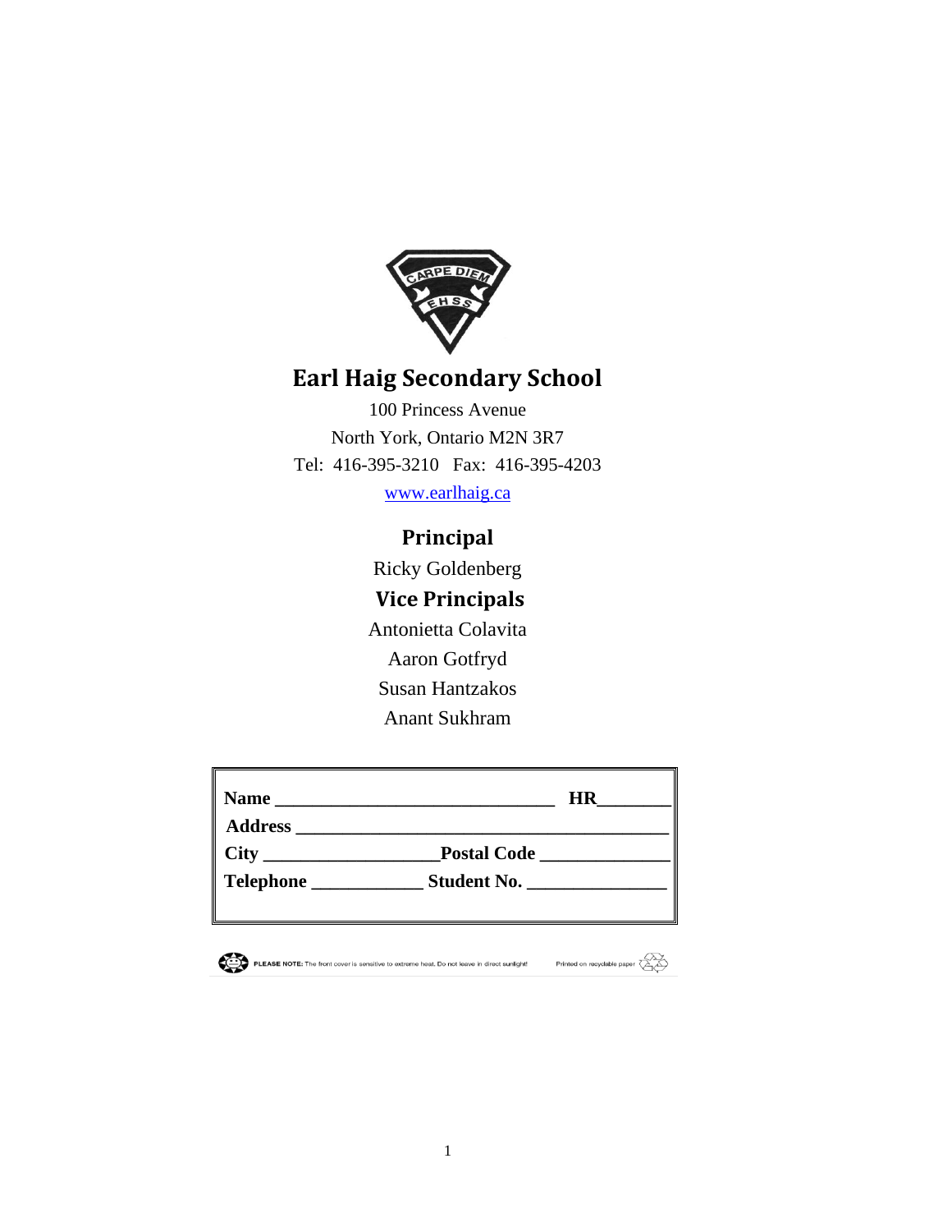# Earl Haig Secondary School

100 Princess Avenue
North York, Ontario M2N 3R7
Tel: 416-395-3210 Fax: 416-395-4203
www.earlhaig.ca

## Principal

Ricky Goldenberg

## Vice Principals

Antonietta Colavita
Aaron Gotfryd
Susan Hantzakos
Anant Sukhram

**Name** ______________________________ **HR**________
**Address** ________________________________________
**City** __________________**Postal Code** _____________
**Telephone** ___________ **Student No.** ______________

**PLEASE NOTE:** The front cover is sensitive to extreme heat. Do not leave in direct sunlight!

Printed on recyclable paper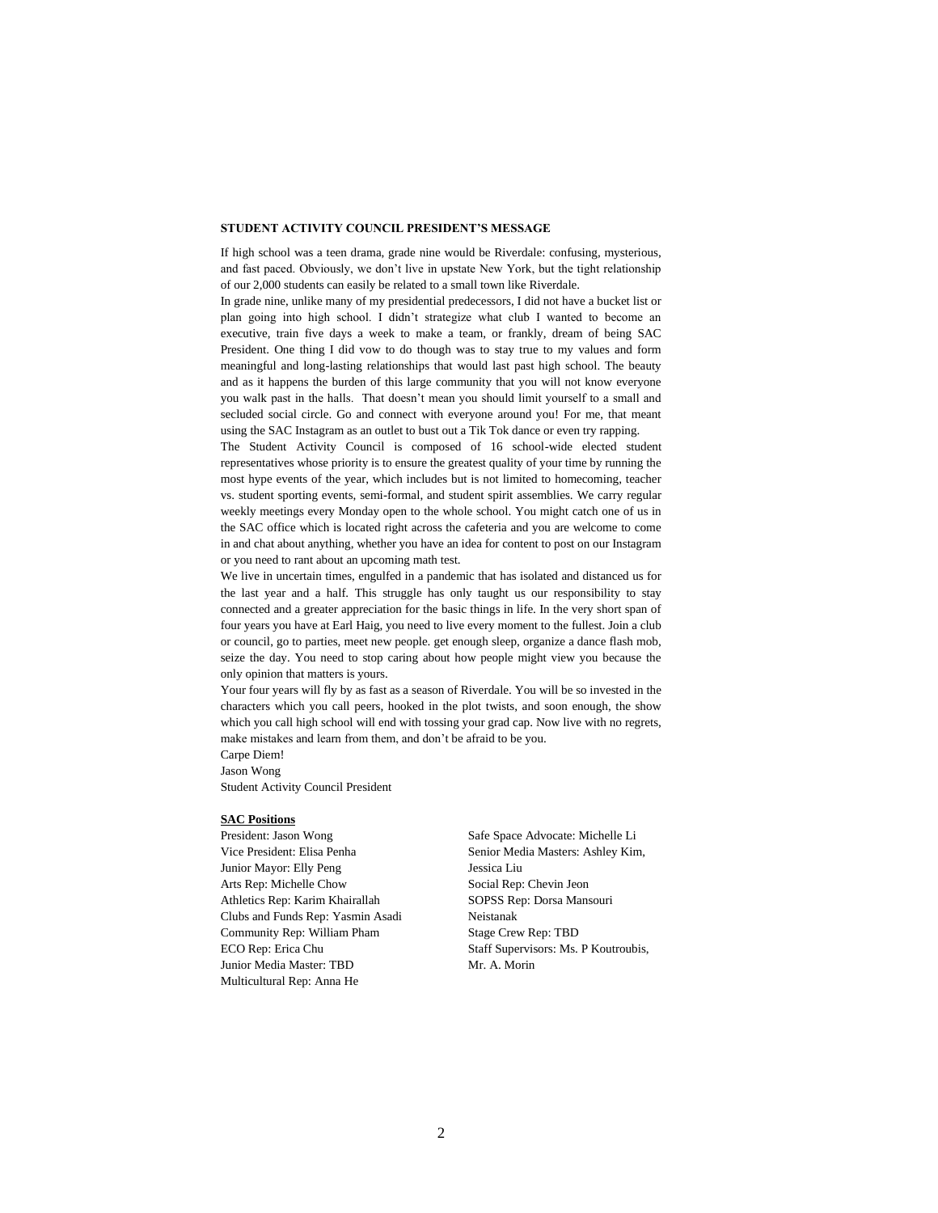**STUDENT ACTIVITY COUNCIL PRESIDENT'S MESSAGE**

If high school was a teen drama, grade nine would be Riverdale: confusing, mysterious, and fast paced. Obviously, we don't live in upstate New York, but the tight relationship of our 2,000 students can easily be related to a small town like Riverdale.

In grade nine, unlike many of my presidential predecessors, I did not have a bucket list or plan going into high school. I didn't strategize what club I wanted to become an executive, train five days a week to make a team, or frankly, dream of being SAC President. One thing I did vow to do though was to stay true to my values and form meaningful and long-lasting relationships that would last past high school. The beauty and as it happens the burden of this large community that you will not know everyone you walk past in the halls. That doesn't mean you should limit yourself to a small and secluded social circle. Go and connect with everyone around you! For me, that meant using the SAC Instagram as an outlet to bust out a Tik Tok dance or even try rapping.

The Student Activity Council is composed of 16 school-wide elected student representatives whose priority is to ensure the greatest quality of your time by running the most hype events of the year, which includes but is not limited to homecoming, teacher vs. student sporting events, semi-formal, and student spirit assemblies. We carry regular weekly meetings every Monday open to the whole school. You might catch one of us in the SAC office which is located right across the cafeteria and you are welcome to come in and chat about anything, whether you have an idea for content to post on our Instagram or you need to rant about an upcoming math test.

We live in uncertain times, engulfed in a pandemic that has isolated and distanced us for the last year and a half. This struggle has only taught us our responsibility to stay connected and a greater appreciation for the basic things in life. In the very short span of four years you have at Earl Haig, you need to live every moment to the fullest. Join a club or council, go to parties, meet new people. get enough sleep, organize a dance flash mob, seize the day. You need to stop caring about how people might view you because the only opinion that matters is yours.

Your four years will fly by as fast as a season of Riverdale. You will be so invested in the characters which you call peers, hooked in the plot twists, and soon enough, the show which you call high school will end with tossing your grad cap. Now live with no regrets, make mistakes and learn from them, and don't be afraid to be you.

Carpe Diem!

Jason Wong

Student Activity Council President

**SAC Positions**

President: Jason Wong
Vice President: Elisa Penha
Junior Mayor: Elly Peng
Arts Rep: Michelle Chow
Athletics Rep: Karim Khairallah
Clubs and Funds Rep: Yasmin Asadi
Community Rep: William Pham
ECO Rep: Erica Chu
Junior Media Master: TBD
Multicultural Rep: Anna He
Safe Space Advocate: Michelle Li
Senior Media Masters: Ashley Kim, Jessica Liu
Social Rep: Chevin Jeon
SOPSS Rep: Dorsa Mansouri Neistanak
Stage Crew Rep: TBD
Staff Supervisors: Ms. P Koutroubis, Mr. A. Morin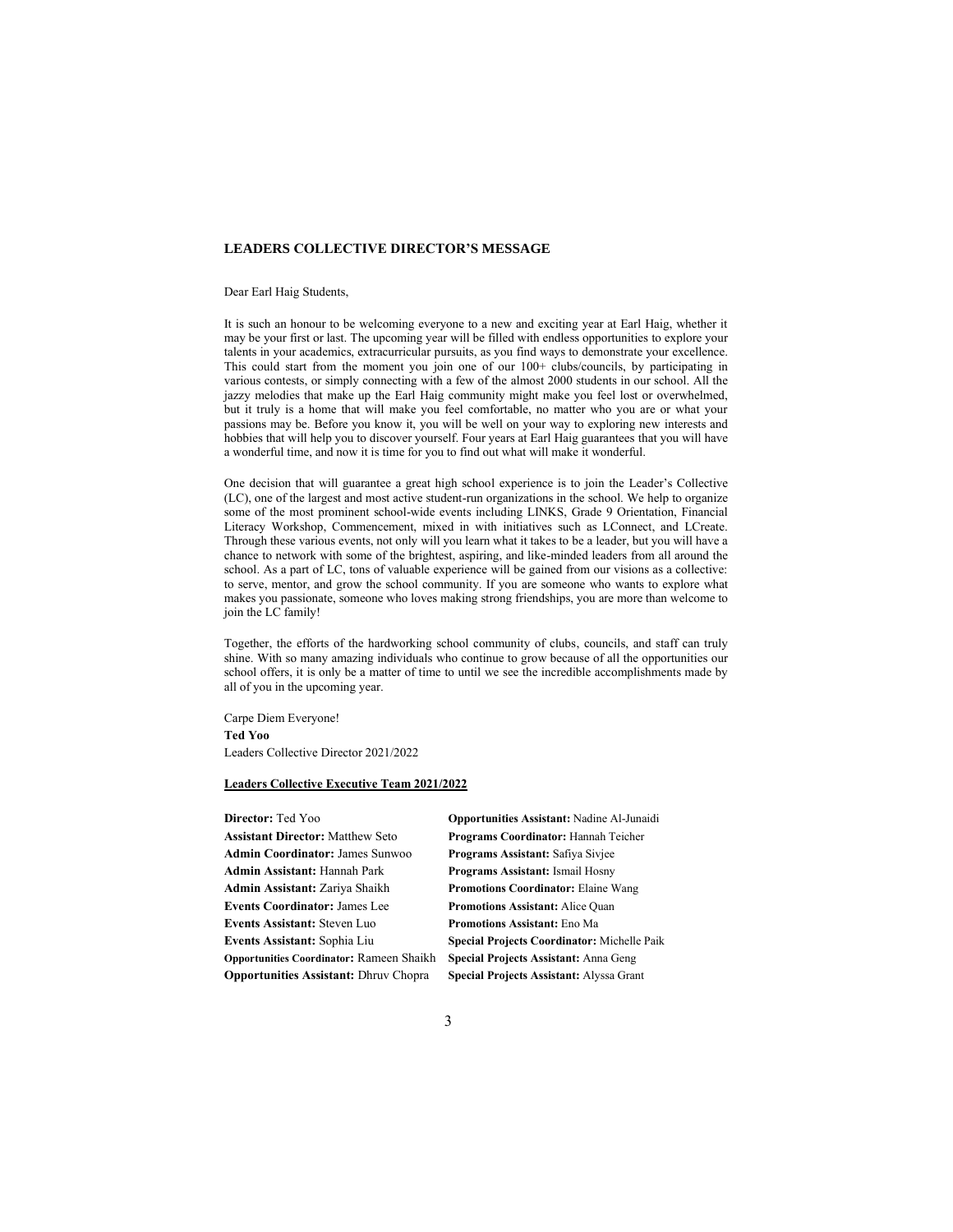## LEADERS COLLECTIVE DIRECTOR'S MESSAGE

Dear Earl Haig Students,

It is such an honour to be welcoming everyone to a new and exciting year at Earl Haig, whether it may be your first or last. The upcoming year will be filled with endless opportunities to explore your talents in your academics, extracurricular pursuits, as you find ways to demonstrate your excellence. This could start from the moment you join one of our 100+ clubs/councils, by participating in various contests, or simply connecting with a few of the almost 2000 students in our school. All the jazzy melodies that make up the Earl Haig community might make you feel lost or overwhelmed, but it truly is a home that will make you feel comfortable, no matter who you are or what your passions may be. Before you know it, you will be well on your way to exploring new interests and hobbies that will help you to discover yourself. Four years at Earl Haig guarantees that you will have a wonderful time, and now it is time for you to find out what will make it wonderful.

One decision that will guarantee a great high school experience is to join the Leader's Collective (LC), one of the largest and most active student-run organizations in the school. We help to organize some of the most prominent school-wide events including LINKS, Grade 9 Orientation, Financial Literacy Workshop, Commencement, mixed in with initiatives such as LConnect, and LCreate. Through these various events, not only will you learn what it takes to be a leader, but you will have a chance to network with some of the brightest, aspiring, and like-minded leaders from all around the school. As a part of LC, tons of valuable experience will be gained from our visions as a collective: to serve, mentor, and grow the school community. If you are someone who wants to explore what makes you passionate, someone who loves making strong friendships, you are more than welcome to join the LC family!

Together, the efforts of the hardworking school community of clubs, councils, and staff can truly shine. With so many amazing individuals who continue to grow because of all the opportunities our school offers, it is only be a matter of time to until we see the incredible accomplishments made by all of you in the upcoming year.

Carpe Diem Everyone!
**Ted Yoo**
Leaders Collective Director 2021/2022

**Leaders Collective Executive Team 2021/2022**

**Director:** Ted Yoo
**Assistant Director:** Matthew Seto
**Admin Coordinator:** James Sunwoo
**Admin Assistant:** Hannah Park
**Admin Assistant:** Zariya Shaikh
**Events Coordinator:** James Lee
**Events Assistant:** Steven Luo
**Events Assistant:** Sophia Liu
**Opportunities Coordinator:** Rameen Shaikh
**Opportunities Assistant:** Dhruv Chopra
**Opportunities Assistant:** Nadine Al-Junaidi
**Programs Coordinator:** Hannah Teicher
**Programs Assistant:** Safiya Sivjee
**Programs Assistant:** Ismail Hosny
**Promotions Coordinator:** Elaine Wang
**Promotions Assistant:** Alice Quan
**Promotions Assistant:** Eno Ma
**Special Projects Coordinator:** Michelle Paik
**Special Projects Assistant:** Anna Geng
**Special Projects Assistant:** Alyssa Grant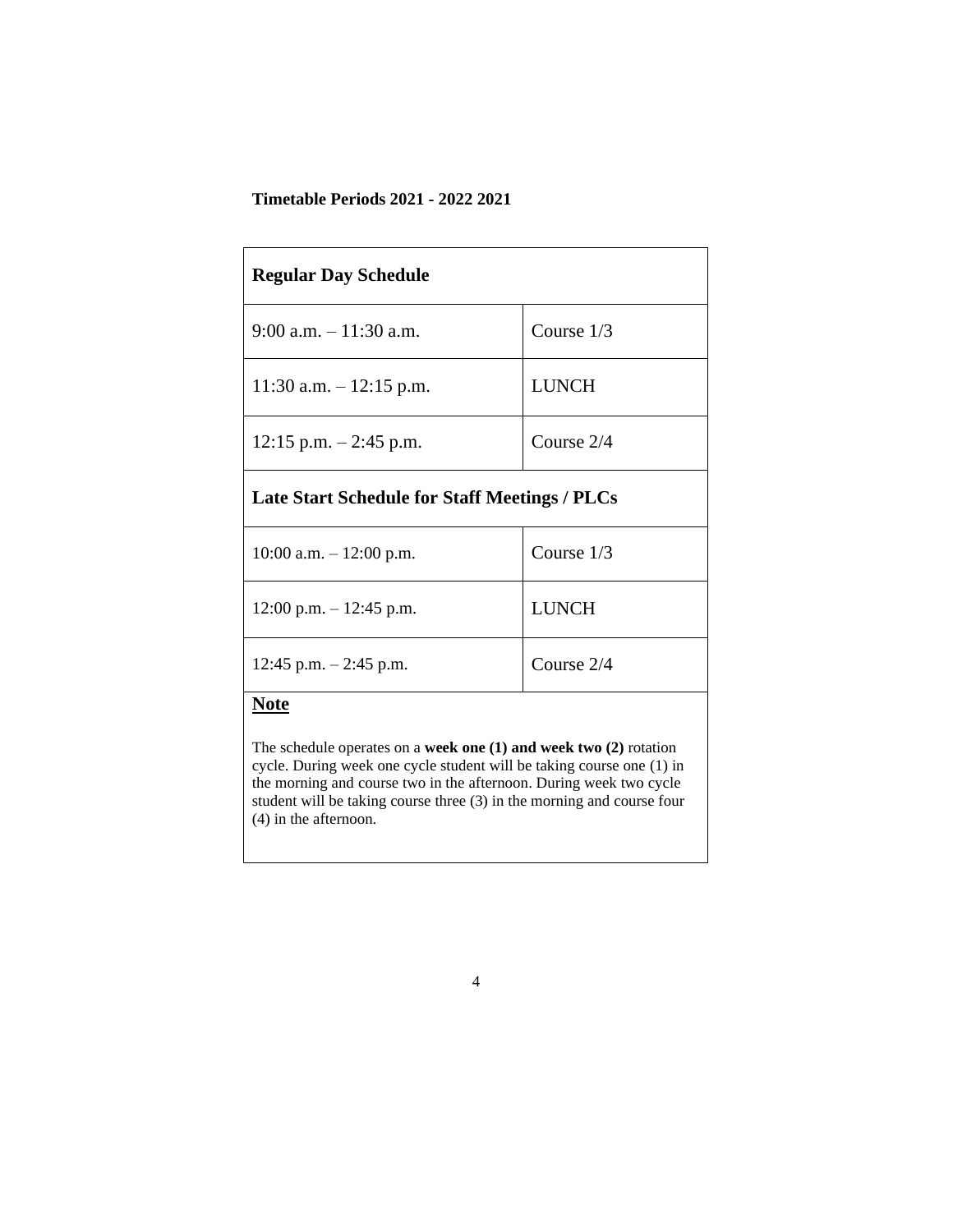**Timetable Periods 2021 - 2022 2021**

| **Regular Day Schedule** | |
|---|---|
| 9:00 a.m. – 11:30 a.m. | Course 1/3 |
| 11:30 a.m. – 12:15 p.m. | LUNCH |
| 12:15 p.m. – 2:45 p.m. | Course 2/4 |
| **Late Start Schedule for Staff Meetings / PLCs** | |
| 10:00 a.m. – 12:00 p.m. | Course 1/3 |
| 12:00 p.m. – 12:45 p.m. | LUNCH |
| 12:45 p.m. – 2:45 p.m. | Course 2/4 |

**Note**

The schedule operates on a **week one (1) and week two (2)** rotation cycle. During week one cycle student will be taking course one (1) in the morning and course two in the afternoon. During week two cycle student will be taking course three (3) in the morning and course four (4) in the afternoon.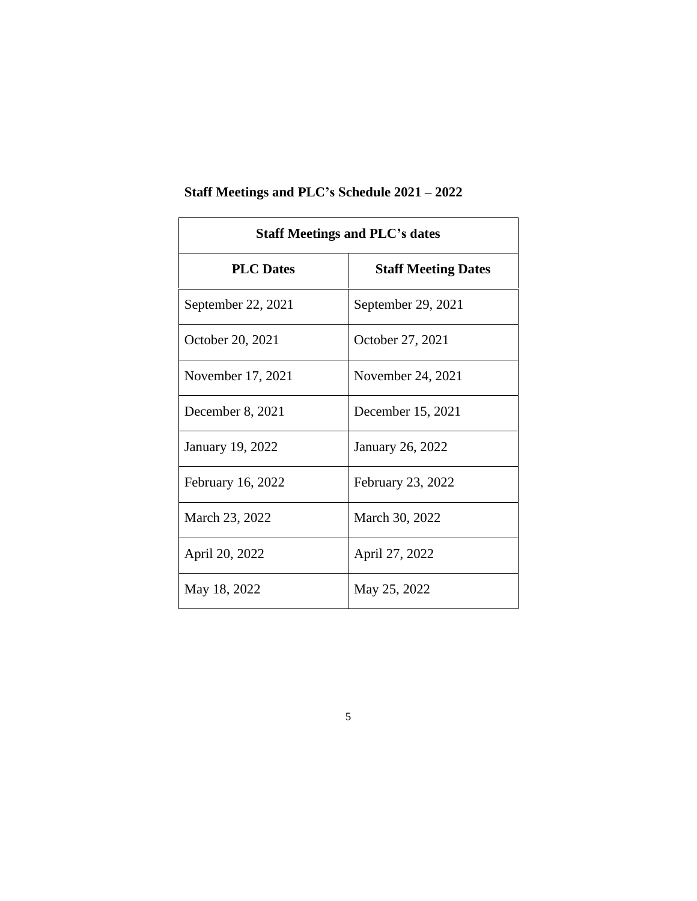**Staff Meetings and PLC's Schedule 2021 – 2022**

| Staff Meetings and PLC's dates | |
|---|---|
| **PLC Dates** | **Staff Meeting Dates** |
| September 22, 2021 | September 29, 2021 |
| October 20, 2021 | October 27, 2021 |
| November 17, 2021 | November 24, 2021 |
| December 8, 2021 | December 15, 2021 |
| January 19, 2022 | January 26, 2022 |
| February 16, 2022 | February 23, 2022 |
| March 23, 2022 | March 30, 2022 |
| April 20, 2022 | April 27, 2022 |
| May 18, 2022 | May 25, 2022 |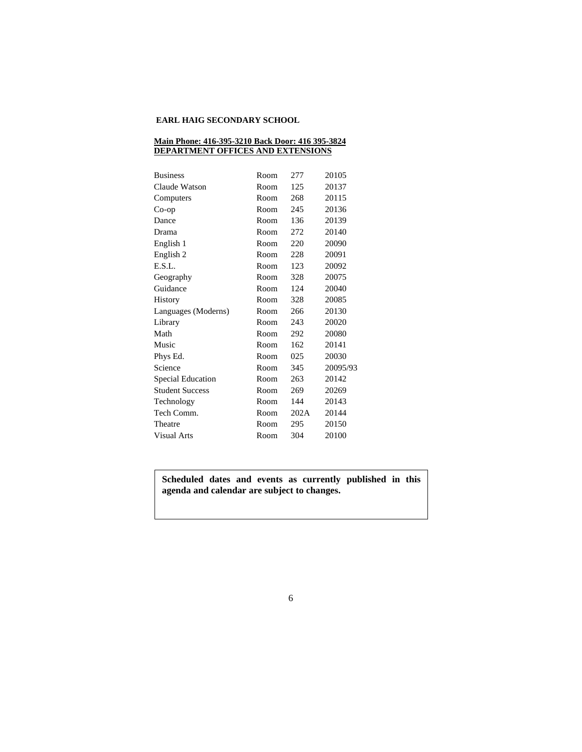**EARL HAIG SECONDARY SCHOOL**

**Main Phone: 416-395-3210 Back Door: 416 395-3824**
**DEPARTMENT OFFICES AND EXTENSIONS**

| Department | | Room | Extension |
|---|---|---|---|
| Business | Room | 277 | 20105 |
| Claude Watson | Room | 125 | 20137 |
| Computers | Room | 268 | 20115 |
| Co-op | Room | 245 | 20136 |
| Dance | Room | 136 | 20139 |
| Drama | Room | 272 | 20140 |
| English 1 | Room | 220 | 20090 |
| English 2 | Room | 228 | 20091 |
| E.S.L. | Room | 123 | 20092 |
| Geography | Room | 328 | 20075 |
| Guidance | Room | 124 | 20040 |
| History | Room | 328 | 20085 |
| Languages (Moderns) | Room | 266 | 20130 |
| Library | Room | 243 | 20020 |
| Math | Room | 292 | 20080 |
| Music | Room | 162 | 20141 |
| Phys Ed. | Room | 025 | 20030 |
| Science | Room | 345 | 20095/93 |
| Special Education | Room | 263 | 20142 |
| Student Success | Room | 269 | 20269 |
| Technology | Room | 144 | 20143 |
| Tech Comm. | Room | 202A | 20144 |
| Theatre | Room | 295 | 20150 |
| Visual Arts | Room | 304 | 20100 |

**Scheduled dates and events as currently published in this agenda and calendar are subject to changes.**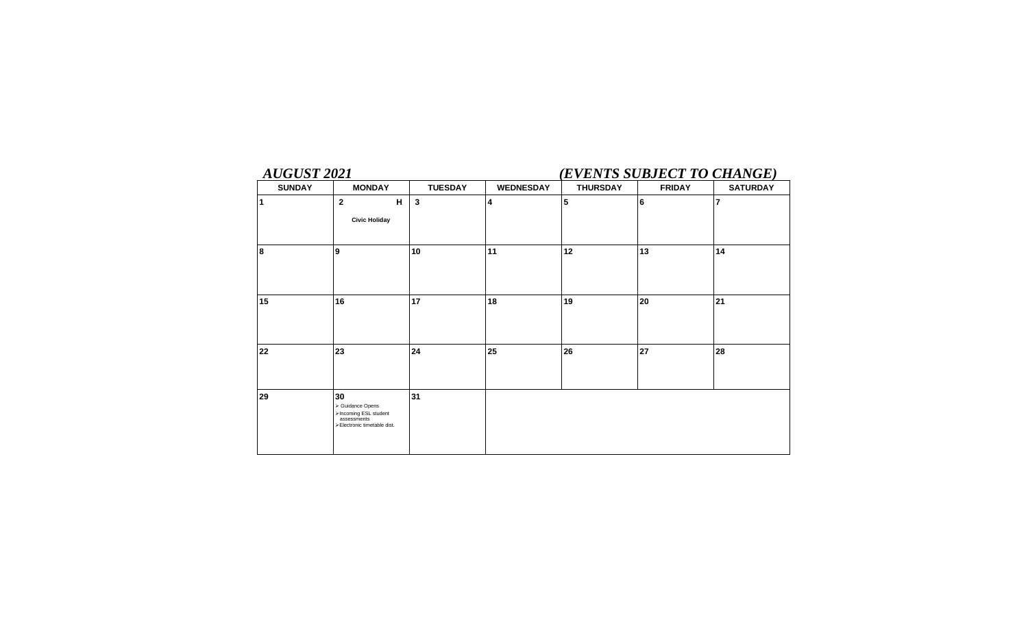***AUGUST 2021*** ***(EVENTS SUBJECT TO CHANGE)***

| SUNDAY | MONDAY | TUESDAY | WEDNESDAY | THURSDAY | FRIDAY | SATURDAY |
|---|---|---|---|---|---|---|
| 1 | 2 H<br>**Civic Holiday** | 3 | 4 | 5 | 6 | 7 |
| 8 | 9 | 10 | 11 | 12 | 13 | 14 |
| 15 | 16 | 17 | 18 | 19 | 20 | 21 |
| 22 | 23 | 24 | 25 | 26 | 27 | 28 |
| 29 | 30<br>➢ Guidance Opens<br>➢ Incoming ESL student assessments<br>➢ Electronic timetable dist. | 31 | | | | |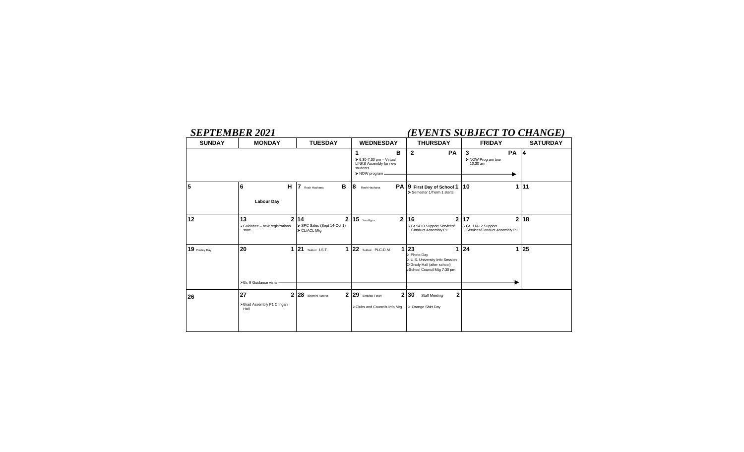## *SEPTEMBER 2021*

## *(EVENTS SUBJECT TO CHANGE)*

| SUNDAY | MONDAY | TUESDAY | WEDNESDAY | THURSDAY | FRIDAY | SATURDAY |
|---|---|---|---|---|---|---|
| | | | **1** **B** ➤ 6:30-7:30 pm – Virtual LINKS Assembly for new students ➤ NOW program → | **2** **PA** | **3** **PA** ➤ NOW Program tour 10:30 am | **4** |
| **5** | **6** **H** **Labour Day** | **7** Rosh Hashana **B** | **8** Rosh Hashana **PA** | **9** **First Day of School** **1** ➤ Semester 1/Term 1 starts | **10** **1** | **11** |
| **12** | **13** **2** ➤ Guidance – new registrations start | **14** **2** ➤ SPC Sales (Sept 14-Oct 1) ➤ CL/ACL Mtg | **15** Yom Kippur **2** | **16** **2** ➤ Gr.9&10 Support Services/ Conduct Assembly P1 | **17** **2** ➤ Gr. 11&12 Support Services/Conduct Assembly P1 | **18** |
| **19** Powley Day | **20** **1** ➤ Gr. 9 Guidance visits → | **21** Sukkot I.S.T. **1** | **22** Sukkot PLC-D.M. **1** | **23** **1** ➤ Photo Day ➤ U.S. University Info Session O'Grady Hall (after school) ➤ School Council Mtg 7:30 pm | **24** **1** | **25** |
| **26** | **27** **2** ➤ Grad Assembly P1 Cringan Hall | **28** Shemini Atzeret **2** | **29** Simchat Torah **2** ➤ Clubs and Councils Info Mtg | **30** Staff Meeting **2** ➤ Orange Shirt Day | | |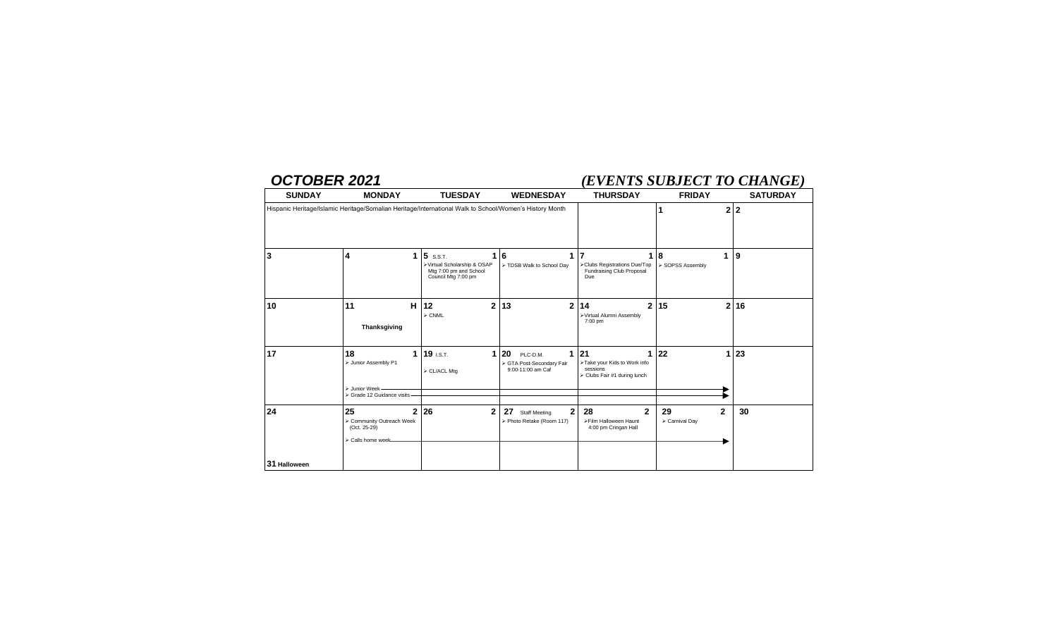## OCTOBER 2021

## *(EVENTS SUBJECT TO CHANGE)*

| SUNDAY | MONDAY | TUESDAY | WEDNESDAY | THURSDAY | FRIDAY | SATURDAY |
|---|---|---|---|---|---|---|
| Hispanic Heritage/Islamic Heritage/Somalian Heritage/International Walk to School/Women's History Month | | | | | **1** 2 | **2** |
| **3** | **4** 1 | **5** 1 S.S.T. ➢ Virtual Scholarship & OSAP Mtg 7:00 pm and School Council Mtg 7:00 pm | **6** 1 ➢ TDSB Walk to School Day | **7** 1 ➢ Clubs Registrations Due/Top Fundraising Club Proposal Due | **8** 1 ➢ SOPSS Assembly | **9** |
| **10** | **11** H **Thanksgiving** | **12** 2 ➢ CNML | **13** 2 | **14** 2 ➢ Virtual Alumni Assembly 7:00 pm | **15** 2 | **16** |
| **17** | **18** 1 ➢ Junior Assembly P1 ➢ Junior Week → ➢ Grade 12 Guidance visits → | **19** 1 I.S.T. ➢ CL/ACL Mtg | **20** 1 PLC-D.M. ➢ GTA Post-Secondary Fair 9:00-11:00 am Caf | **21** 1 ➢ Take your Kids to Work info sessions ➢ Clubs Fair #1 during lunch | **22** 1 | **23** |
| **24** **31 Halloween** | **25** 2 ➢ Community Outreach Week (Oct. 25-29) ➢ Calls home week → | **26** 2 | **27** 2 Staff Meeting ➢ Photo Retake (Room 117) | **28** 2 ➢ Film Halloween Haunt 4:00 pm Cringan Hall | **29** 2 ➢ Carnival Day | **30** |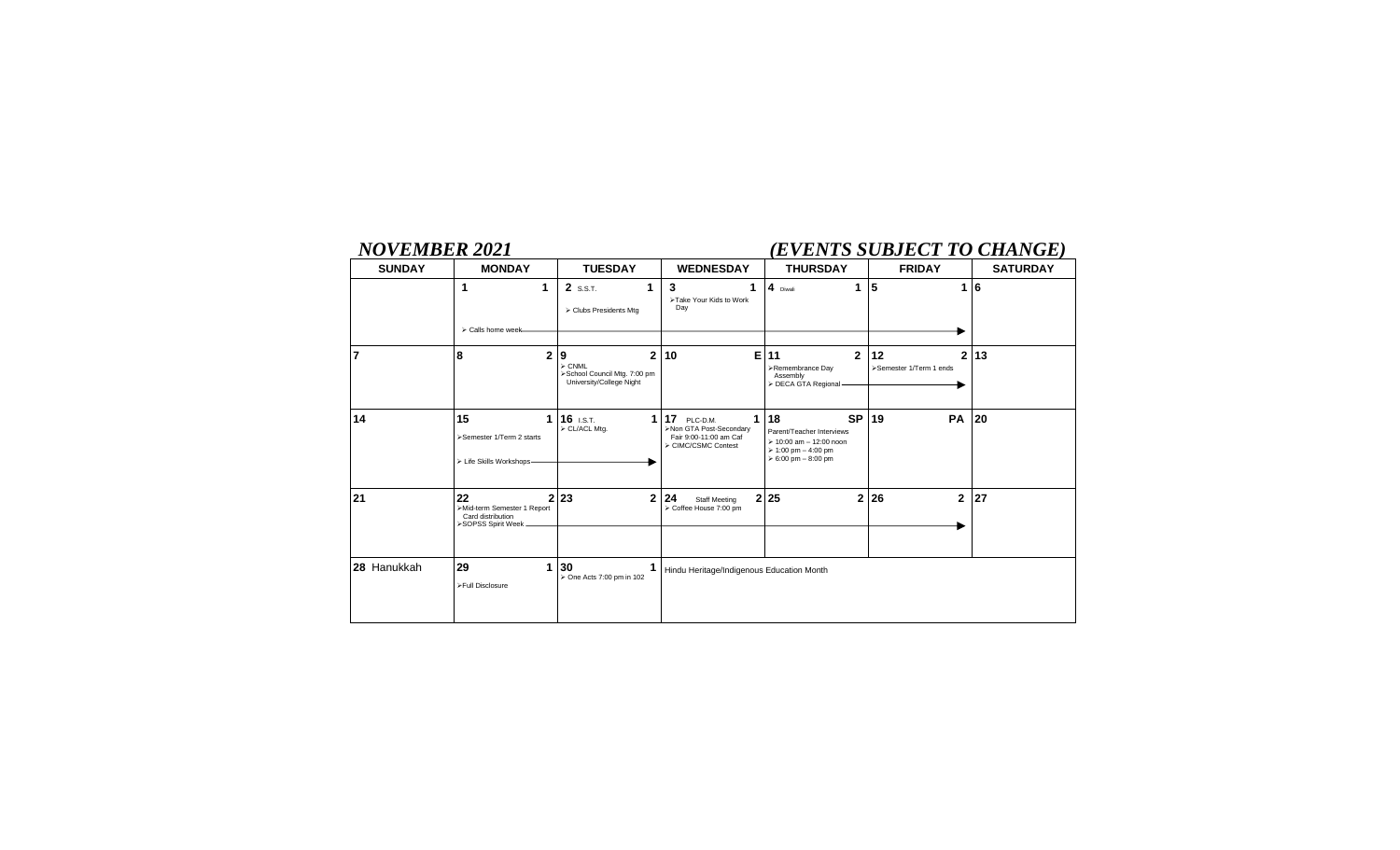## *NOVEMBER 2021* *(EVENTS SUBJECT TO CHANGE)*

| SUNDAY | MONDAY | TUESDAY | WEDNESDAY | THURSDAY | FRIDAY | SATURDAY |
|---|---|---|---|---|---|---|
| | **1** **1** ➢ Calls home week → | **2** S.S.T. **1** ➢ Clubs Presidents Mtg | **3** **1** ➢Take Your Kids to Work Day | **4** Diwali **1** | **5** **1** | **6** |
| **7** | **8** **2** | **9** **2** ➢ CNML ➢School Council Mtg. 7:00 pm University/College Night | **10** **E** | **11** **2** ➢Remembrance Day Assembly ➢ DECA GTA Regional → | **12** **2** ➢Semester 1/Term 1 ends | **13** |
| **14** | **15** **1** ➢Semester 1/Term 2 starts ➢ Life Skills Workshops → | **16** I.S.T. **1** ➢ CL/ACL Mtg. | **17** PLC-D.M. **1** ➢Non GTA Post-Secondary Fair 9:00-11:00 am Caf ➢ CIMC/CSMC Contest | **18** **SP** Parent/Teacher Interviews ➢ 10:00 am – 12:00 noon ➢ 1:00 pm – 4:00 pm ➢ 6:00 pm – 8:00 pm | **19** **PA** | **20** |
| **21** | **22** **2** ➢Mid-term Semester 1 Report Card distribution ➢SOPSS Spirit Week → | **23** **2** | **24** Staff Meeting **2** ➢ Coffee House 7:00 pm | **25** **2** | **26** **2** | **27** |
| **28** Hanukkah | **29** **1** ➢Full Disclosure | **30** **1** ➢ One Acts 7:00 pm in 102 | Hindu Heritage/Indigenous Education Month | | | |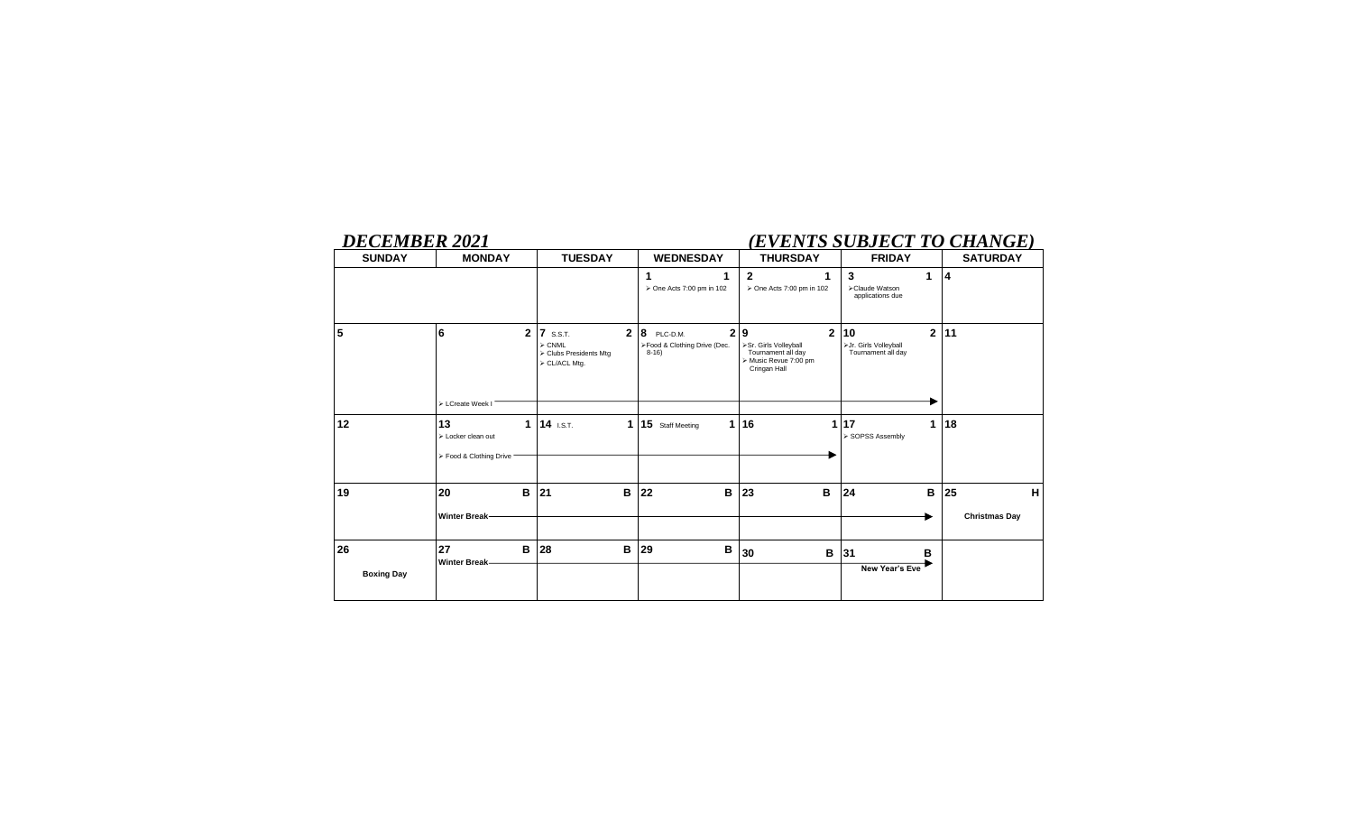**_DECEMBER 2021_** **_(EVENTS SUBJECT TO CHANGE)_**

| SUNDAY | MONDAY | TUESDAY | WEDNESDAY | THURSDAY | FRIDAY | SATURDAY |
|---|---|---|---|---|---|---|
| | | | **1** **1** ➢ One Acts 7:00 pm in 102 | **2** **1** ➢ One Acts 7:00 pm in 102 | **3** **1** ➢Claude Watson applications due | **4** |
| **5** | **6** **2** ➢ LCreate Week I → | **7** S.S.T. **2** ➢ CNML ➢ Clubs Presidents Mtg ➢ CL/ACL Mtg. | **8** PLC-D.M. **2** ➢Food & Clothing Drive (Dec. 8-16) | **9** **2** ➢Sr. Girls Volleyball Tournament all day ➢ Music Revue 7:00 pm Cringan Hall | **10** **2** ➢Jr. Girls Volleyball Tournament all day | **11** |
| **12** | **13** **1** ➢ Locker clean out ➢ Food & Clothing Drive → | **14** I.S.T. **1** | **15** Staff Meeting **1** | **16** **1** | **17** **1** ➢ SOPSS Assembly | **18** |
| **19** | **20** **B** **Winter Break** → | **21** **B** | **22** **B** | **23** **B** | **24** **B** | **25** **H** **Christmas Day** |
| **26** **Boxing Day** | **27** **B** **Winter Break** → | **28** **B** | **29** **B** | **30** **B** | **31** **B** **New Year's Eve** | |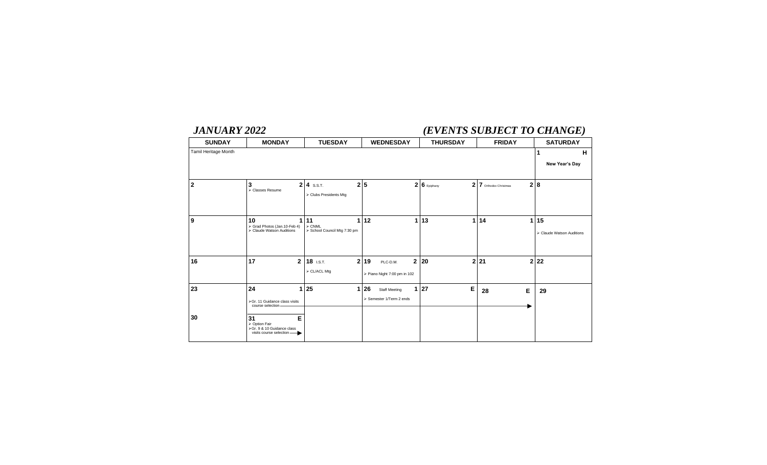## *JANUARY 2022* *(EVENTS SUBJECT TO CHANGE)*

| SUNDAY | MONDAY | TUESDAY | WEDNESDAY | THURSDAY | FRIDAY | SATURDAY |
|---|---|---|---|---|---|---|
| Tamil Heritage Month | | | | | | **1** **H** **New Year's Day** |
| **2** | **3** **2** ➢ Classes Resume | **4** S.S.T. **2** ➢ Clubs Presidents Mtg | **5** **2** | **6** Epiphany **2** | **7** Orthodox Christmas **2** | **8** |
| **9** | **10** **1** ➢ Grad Photos (Jan.10-Feb 4) ➢ Claude Watson Auditions | **11** **1** ➢ CNML ➢ School Council Mtg 7:30 pm | **12** **1** | **13** **1** | **14** **1** | **15** ➢ Claude Watson Auditions |
| **16** | **17** **2** | **18** I.S.T. **2** ➢ CL/ACL Mtg | **19** PLC-D.M. **2** ➢ Piano Night 7:00 pm in 102 | **20** **2** | **21** **2** | **22** |
| **23** | **24** **1** ➢ Gr. 11 Guidance class visits course selection → | **25** **1** | **26** Staff Meeting **1** ➢ Semester 1/Term 2 ends | **27** **E** | **28** **E** | **29** |
| **30** | **31** **E** ➢ Option Fair ➢ Gr. 9 & 10 Guidance class visits course selection → | | | | | |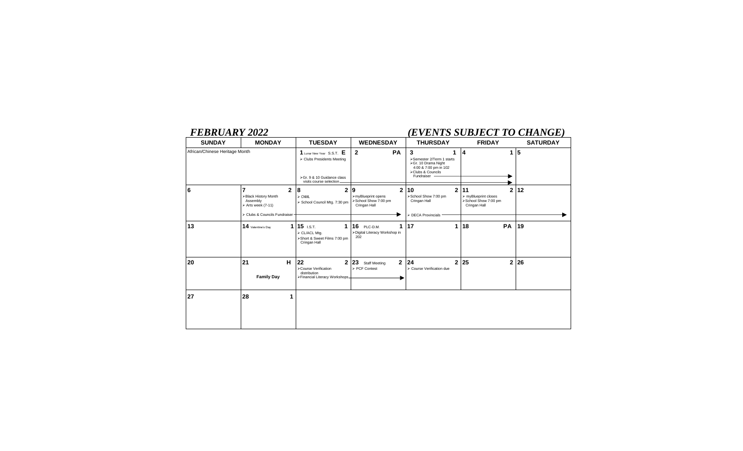## *FEBRUARY 2022*

## *(EVENTS SUBJECT TO CHANGE)*

| SUNDAY | MONDAY | TUESDAY | WEDNESDAY | THURSDAY | FRIDAY | SATURDAY |
|---|---|---|---|---|---|---|
| African/Chinese Heritage Month | | **1** Lunar New Year S.S.T. **E**<br>➢ Clubs Presidents Meeting<br>➢ Gr. 9 & 10 Guidance class visits course selection → | **2** **PA** | **3** **1**<br>➢ Semester 2/Term 1 starts<br>➢ Gr. 10 Drama Night 4:00 & 7:00 pm in 102<br>➢ Clubs & Councils Fundraiser → | **4** **1** | **5** |
| **6** | **7** **2**<br>➢ Black History Month Assembly<br>➢ Arts week (7-11)<br>➢ Clubs & Councils Fundraiser → | **8** **2**<br>➢ CNML<br>➢ School Council Mtg. 7:30 pm | **9** **2**<br>➢ myBlueprint opens<br>➢ School Show 7:00 pm Cringan Hall | **10** **2**<br>➢ School Show 7:00 pm Cringan Hall<br>➢ DECA Provincials → | **11** **2**<br>➢ myBlueprint closes<br>➢ School Show 7:00 pm Cringan Hall | **12** |
| **13** | **14** Valentine's Day **1** | **15** I.S.T. **1**<br>➢ CL/ACL Mtg.<br>➢ Short & Sweet Films 7:00 pm Cringan Hall | **16** PLC-D.M. **1**<br>➢ Digital Literacy Workshop in 202 | **17** **1** | **18** **PA** | **19** |
| **20** | **21** **H**<br>**Family Day** | **22** **2**<br>➢ Course Verification distribution<br>➢ Financial Literacy Workshops → | **23** Staff Meeting **2**<br>➢ PCF Contest | **24** **2**<br>➢ Course Verification due | **25** **2** | **26** |
| **27** | **28** **1** | | | | | |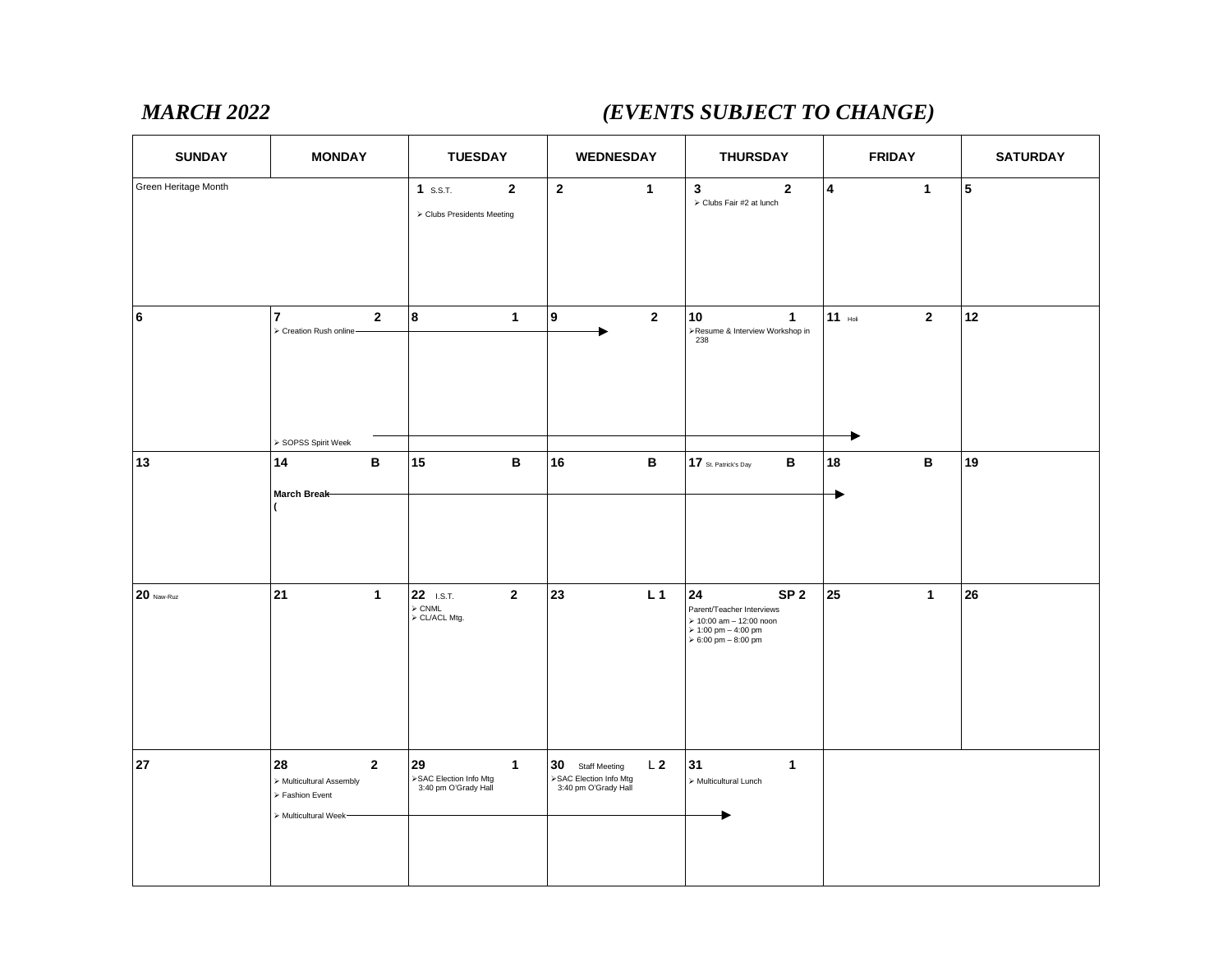## *MARCH 2022* *(EVENTS SUBJECT TO CHANGE)*

| SUNDAY | MONDAY | TUESDAY | WEDNESDAY | THURSDAY | FRIDAY | SATURDAY |
|---|---|---|---|---|---|---|
| Green Heritage Month | | **1** S.S.T. **2**<br>➢ Clubs Presidents Meeting | **2** **1** | **3** **2**<br>➢ Clubs Fair #2 at lunch | **4** **1** | **5** |
| **6** | **7** **2**<br>➢ Creation Rush online →<br>➢ SOPSS Spirit Week → | **8** **1** | **9** **2** | **10** **1**<br>➢Resume & Interview Workshop in 238 | **11** Holi **2** | **12** |
| **13** | **14** **B**<br>**March Break** →<br>( | **15** **B** | **16** **B** | **17** St. Patrick's Day **B** | **18** **B** | **19** |
| **20** Naw-Ruz | **21** **1** | **22** I.S.T. **2**<br>➢ CNML<br>➢ CL/ACL Mtg. | **23** **L 1** | **24** **SP 2**<br>Parent/Teacher Interviews<br>➢ 10:00 am – 12:00 noon<br>➢ 1:00 pm – 4:00 pm<br>➢ 6:00 pm – 8:00 pm | **25** **1** | **26** |
| **27** | **28** **2**<br>➢ Multicultural Assembly<br>➢ Fashion Event<br>➢ Multicultural Week → | **29** **1**<br>➢SAC Election Info Mtg 3:40 pm O'Grady Hall | **30** Staff Meeting **L 2**<br>➢SAC Election Info Mtg 3:40 pm O'Grady Hall | **31** **1**<br>➢ Multicultural Lunch | | |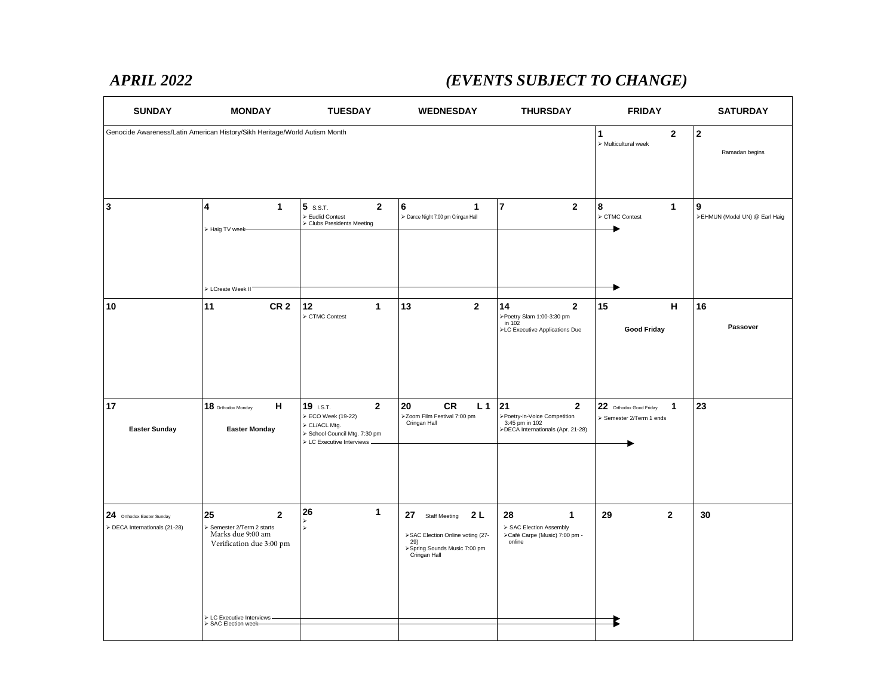## *APRIL 2022* *(EVENTS SUBJECT TO CHANGE)*

| SUNDAY | MONDAY | TUESDAY | WEDNESDAY | THURSDAY | FRIDAY | SATURDAY |
|---|---|---|---|---|---|---|
| Genocide Awareness/Latin American History/Sikh Heritage/World Autism Month | | | | | **1** **2** ➢ Multicultural week | **2** Ramadan begins |
| **3** | **4** **1** ➢ Haig TV week → (Apr. 4–8) ➢ LCreate Week II → (Apr. 4–8) | **5** S.S.T. **2** ➢ Euclid Contest ➢ Clubs Presidents Meeting | **6** **1** ➢ Dance Night 7:00 pm Cringan Hall | **7** **2** | **8** **1** ➢ CTMC Contest | **9** ➢EHMUN (Model UN) @ Earl Haig |
| **10** | **11** **CR 2** | **12** **1** ➢ CTMC Contest | **13** **2** | **14** **2** ➢Poetry Slam 1:00-3:30 pm in 102 ➢LC Executive Applications Due | **15** **H** **Good Friday** | **16** **Passover** |
| **17** **Easter Sunday** | **18** Orthodox Monday **H** **Easter Monday** | **19** I.S.T. **2** ➢ ECO Week (19-22) ➢ CL/ACL Mtg. ➢ School Council Mtg. 7:30 pm ➢ LC Executive Interviews → (Apr. 19–22) | **20** **CR** **L 1** ➢Zoom Film Festival 7:00 pm Cringan Hall | **21** **2** ➢Poetry-in-Voice Competition 3:45 pm in 102 ➢DECA Internationals (Apr. 21-28) | **22** Orthodox Good Friday **1** ➢ Semester 2/Term 1 ends | **23** |
| **24** Orthodox Easter Sunday ➢ DECA Internationals (21-28) | **25** **2** ➢ Semester 2/Term 2 starts Marks due 9:00 am Verification due 3:00 pm ➢ LC Executive Interviews → (Apr. 25–29) ➢ SAC Election week → (Apr. 25–29) | **26** **1** ➢ ➢ | **27** Staff Meeting **2 L** ➢SAC Election Online voting (27-29) ➢Spring Sounds Music 7:00 pm Cringan Hall | **28** **1** ➢ SAC Election Assembly ➢Café Carpe (Music) 7:00 pm - online | **29** **2** | **30** |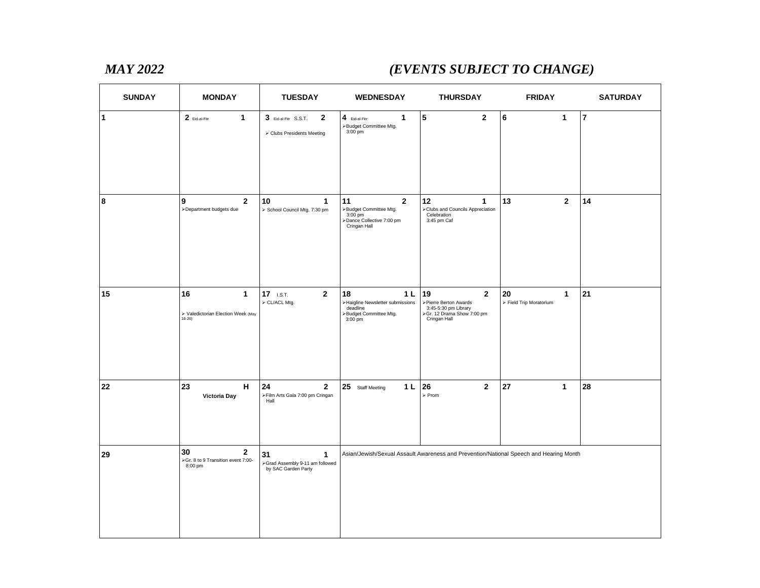*MAY 2022* *(EVENTS SUBJECT TO CHANGE)*

| SUNDAY | MONDAY | TUESDAY | WEDNESDAY | THURSDAY | FRIDAY | SATURDAY |
|---|---|---|---|---|---|---|
| 1 | 2 Eid-al-Fitr 1 | 3 Eid-al-Fitr S.S.T. 2<br>➢ Clubs Presidents Meeting | 4 Eid-al-Fitr 1<br>➢Budget Committee Mtg. 3:00 pm | 5 2 | 6 1 | 7 |
| 8 | 9 2<br>➢Department budgets due | 10 1<br>➢ School Council Mtg. 7:30 pm | 11 2<br>➢Budget Committee Mtg. 3:00 pm<br>➢Dance Collective 7:00 pm Cringan Hall | 12 1<br>➢Clubs and Councils Appreciation Celebration 3:45 pm Caf | 13 2 | 14 |
| 15 | 16 1<br>➢ Valedictorian Election Week (May 16-20) | 17 I.S.T. 2<br>➢ CL/ACL Mtg. | 18 1 L<br>➢Haigline Newsletter submissions deadline<br>➢Budget Committee Mtg. 3:00 pm | 19 2<br>➢Pierre Berton Awards 3:45-5:30 pm Library<br>➢Gr. 12 Drama Show 7:00 pm Cringan Hall | 20 1<br>➢ Field Trip Moratorium | 21 |
| 22 | 23 H<br>**Victoria Day** | 24 2<br>➢Film Arts Gala 7:00 pm Cringan Hall | 25 Staff Meeting 1 L | 26 2<br>➢ Prom | 27 1 | 28 |
| 29 | 30 2<br>➢Gr. 8 to 9 Transition event 7:00-8:00 pm | 31 1<br>➢Grad Assembly 9-11 am followed by SAC Garden Party | Asian/Jewish/Sexual Assault Awareness and Prevention/National Speech and Hearing Month | | | |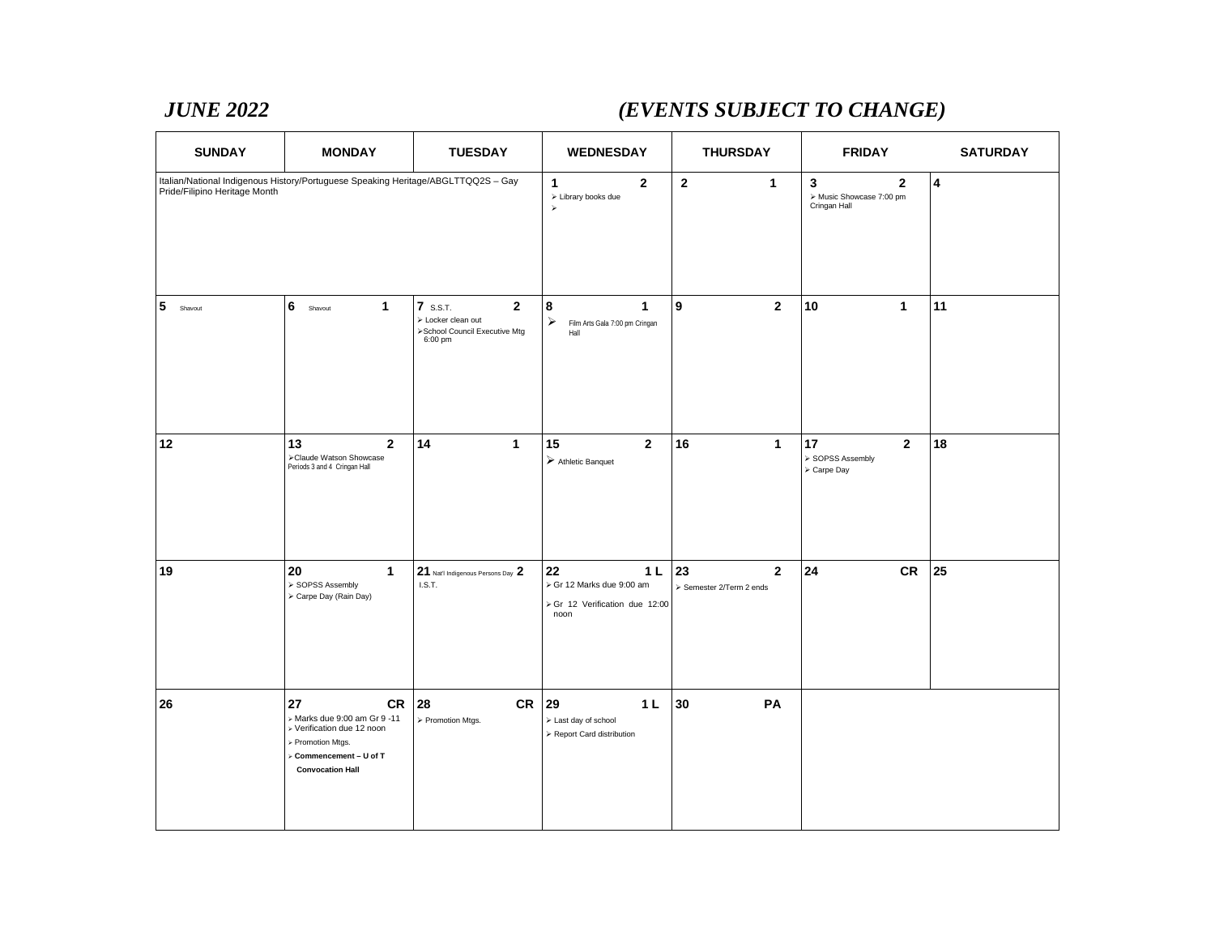# *JUNE 2022*

## *(EVENTS SUBJECT TO CHANGE)*

| SUNDAY | MONDAY | TUESDAY | WEDNESDAY | THURSDAY | FRIDAY | SATURDAY |
|---|---|---|---|---|---|---|
| Italian/National Indigenous History/Portuguese Speaking Heritage/ABGLTTQQ2S – Gay Pride/Filipino Heritage Month | | | **1** **2**<br>➢ Library books due<br>➢ | **2** **1** | **3** **2**<br>➢ Music Showcase 7:00 pm Cringan Hall | **4** |
| **5** Shavout | **6** Shavout **1** | **7** S.S.T. **2**<br>➢ Locker clean out<br>➢School Council Executive Mtg 6:00 pm | **8** **1**<br>➢ Film Arts Gala 7:00 pm Cringan Hall | **9** **2** | **10** **1** | **11** |
| **12** | **13** **2**<br>➢Claude Watson Showcase Periods 3 and 4 Cringan Hall | **14** **1** | **15** **2**<br>➢ Athletic Banquet | **16** **1** | **17** **2**<br>➢ SOPSS Assembly<br>➢ Carpe Day | **18** |
| **19** | **20** **1**<br>➢ SOPSS Assembly<br>➢ Carpe Day (Rain Day) | **21** Nat'l Indigenous Persons Day **2**<br>I.S.T. | **22** **1 L**<br>➢ Gr 12 Marks due 9:00 am<br>➢ Gr 12 Verification due 12:00 noon | **23** **2**<br>➢ Semester 2/Term 2 ends | **24** **CR** | **25** |
| **26** | **27** **CR**<br>➢ Marks due 9:00 am Gr 9 -11<br>➢ Verification due 12 noon<br>➢ Promotion Mtgs.<br>➢ **Commencement – U of T Convocation Hall** | **28** **CR**<br>➢ Promotion Mtgs. | **29** **1 L**<br>➢ Last day of school<br>➢ Report Card distribution | **30** **PA** | | |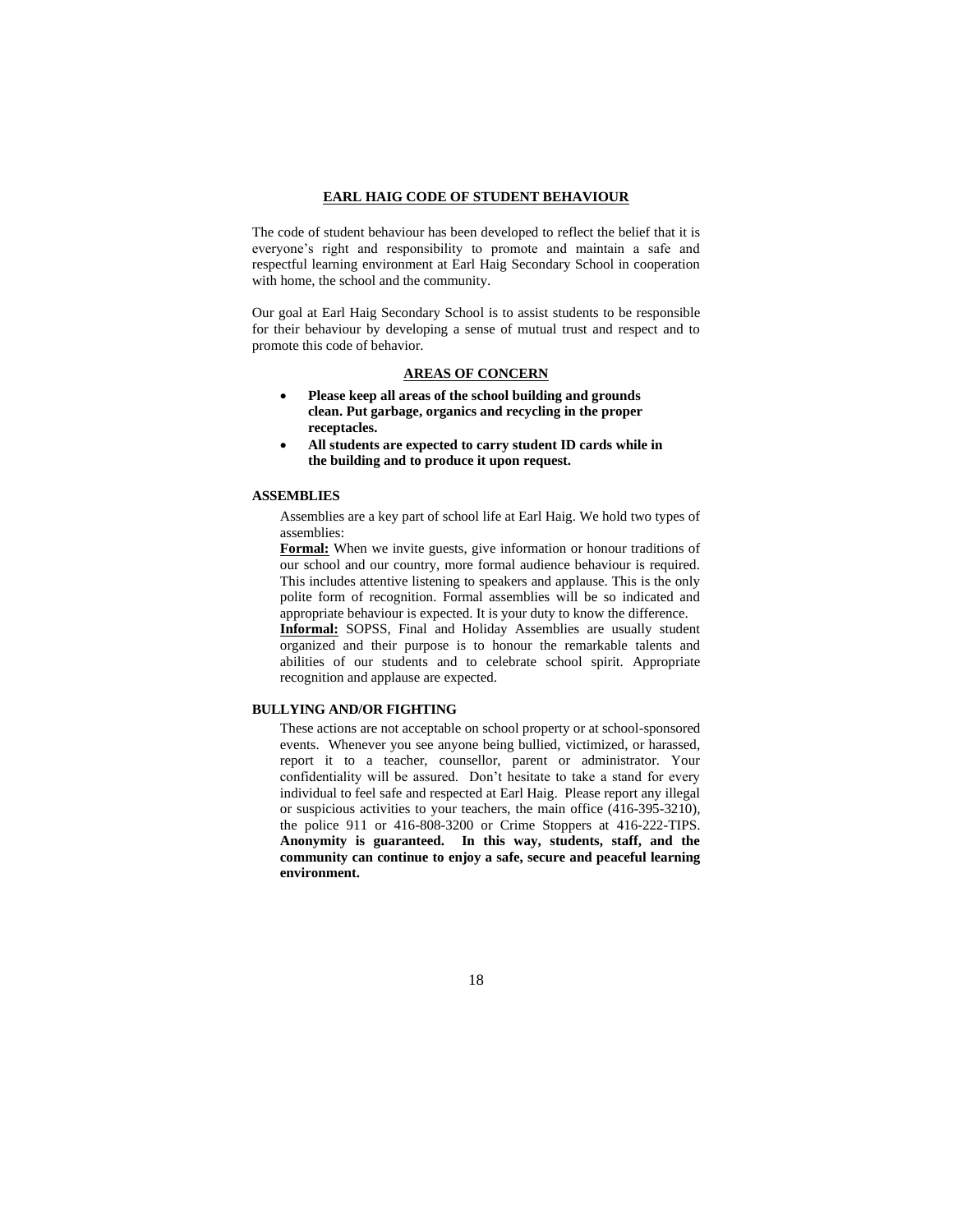## EARL HAIG CODE OF STUDENT BEHAVIOUR

The code of student behaviour has been developed to reflect the belief that it is everyone's right and responsibility to promote and maintain a safe and respectful learning environment at Earl Haig Secondary School in cooperation with home, the school and the community.

Our goal at Earl Haig Secondary School is to assist students to be responsible for their behaviour by developing a sense of mutual trust and respect and to promote this code of behavior.

### AREAS OF CONCERN

- **Please keep all areas of the school building and grounds clean. Put garbage, organics and recycling in the proper receptacles.**
- **All students are expected to carry student ID cards while in the building and to produce it upon request.**

### ASSEMBLIES

Assemblies are a key part of school life at Earl Haig. We hold two types of assemblies:

**Formal:** When we invite guests, give information or honour traditions of our school and our country, more formal audience behaviour is required. This includes attentive listening to speakers and applause. This is the only polite form of recognition. Formal assemblies will be so indicated and appropriate behaviour is expected. It is your duty to know the difference.

**Informal:** SOPSS, Final and Holiday Assemblies are usually student organized and their purpose is to honour the remarkable talents and abilities of our students and to celebrate school spirit. Appropriate recognition and applause are expected.

### BULLYING AND/OR FIGHTING

These actions are not acceptable on school property or at school-sponsored events. Whenever you see anyone being bullied, victimized, or harassed, report it to a teacher, counsellor, parent or administrator. Your confidentiality will be assured. Don't hesitate to take a stand for every individual to feel safe and respected at Earl Haig. Please report any illegal or suspicious activities to your teachers, the main office (416-395-3210), the police 911 or 416-808-3200 or Crime Stoppers at 416-222-TIPS. **Anonymity is guaranteed. In this way, students, staff, and the community can continue to enjoy a safe, secure and peaceful learning environment.**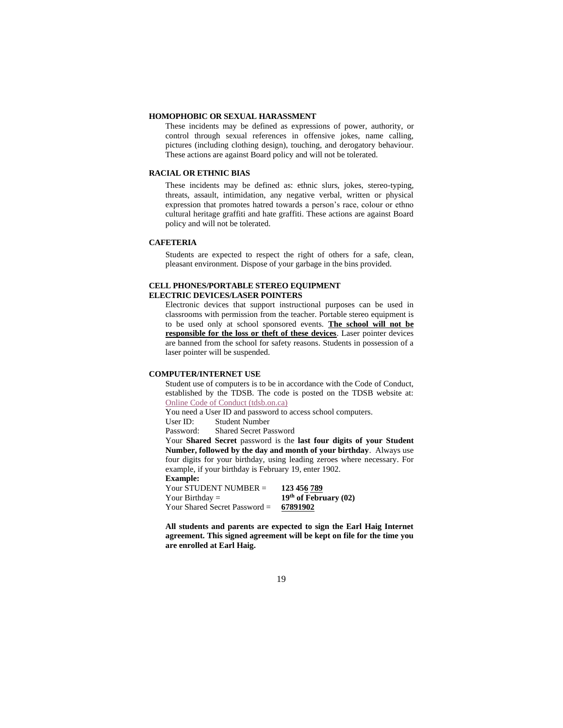## HOMOPHOBIC OR SEXUAL HARASSMENT

These incidents may be defined as expressions of power, authority, or control through sexual references in offensive jokes, name calling, pictures (including clothing design), touching, and derogatory behaviour. These actions are against Board policy and will not be tolerated.

## RACIAL OR ETHNIC BIAS

These incidents may be defined as: ethnic slurs, jokes, stereo-typing, threats, assault, intimidation, any negative verbal, written or physical expression that promotes hatred towards a person's race, colour or ethno cultural heritage graffiti and hate graffiti. These actions are against Board policy and will not be tolerated.

## CAFETERIA

Students are expected to respect the right of others for a safe, clean, pleasant environment. Dispose of your garbage in the bins provided.

## CELL PHONES/PORTABLE STEREO EQUIPMENT ELECTRIC DEVICES/LASER POINTERS

Electronic devices that support instructional purposes can be used in classrooms with permission from the teacher. Portable stereo equipment is to be used only at school sponsored events. **The school will not be responsible for the loss or theft of these devices**. Laser pointer devices are banned from the school for safety reasons. Students in possession of a laser pointer will be suspended.

## COMPUTER/INTERNET USE

Student use of computers is to be in accordance with the Code of Conduct, established by the TDSB. The code is posted on the TDSB website at: Online Code of Conduct (tdsb.on.ca)

You need a User ID and password to access school computers.

User ID: Student Number
Password: Shared Secret Password

Your **Shared Secret** password is the **last four digits of your Student Number, followed by the day and month of your birthday**. Always use four digits for your birthday, using leading zeroes where necessary. For example, if your birthday is February 19, enter 1902.

**Example:**

Your STUDENT NUMBER = **123 456 789**
Your Birthday = **19th of February (02)**
Your Shared Secret Password = **67891902**

**All students and parents are expected to sign the Earl Haig Internet agreement. This signed agreement will be kept on file for the time you are enrolled at Earl Haig.**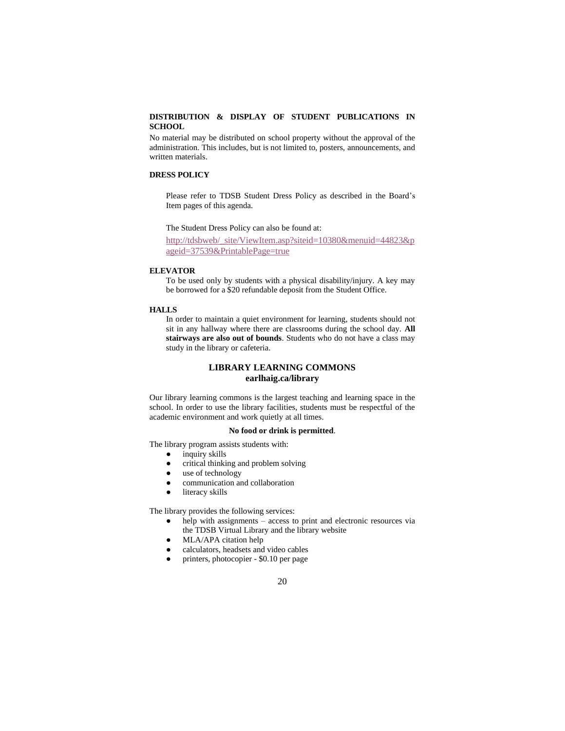**DISTRIBUTION & DISPLAY OF STUDENT PUBLICATIONS IN SCHOOL**

No material may be distributed on school property without the approval of the administration. This includes, but is not limited to, posters, announcements, and written materials.

**DRESS POLICY**

Please refer to TDSB Student Dress Policy as described in the Board's Item pages of this agenda.

The Student Dress Policy can also be found at:

http://tdsbweb/_site/ViewItem.asp?siteid=10380&menuid=44823&pageid=37539&PrintablePage=true

**ELEVATOR**

To be used only by students with a physical disability/injury. A key may be borrowed for a $20 refundable deposit from the Student Office.

**HALLS**

In order to maintain a quiet environment for learning, students should not sit in any hallway where there are classrooms during the school day. **All stairways are also out of bounds**. Students who do not have a class may study in the library or cafeteria.

## LIBRARY LEARNING COMMONS
**earlhaig.ca/library**

Our library learning commons is the largest teaching and learning space in the school. In order to use the library facilities, students must be respectful of the academic environment and work quietly at all times.

**No food or drink is permitted**.

The library program assists students with:

- inquiry skills
- critical thinking and problem solving
- use of technology
- communication and collaboration
- literacy skills

The library provides the following services:

- help with assignments – access to print and electronic resources via the TDSB Virtual Library and the library website
- MLA/APA citation help
- calculators, headsets and video cables
- printers, photocopier - $0.10 per page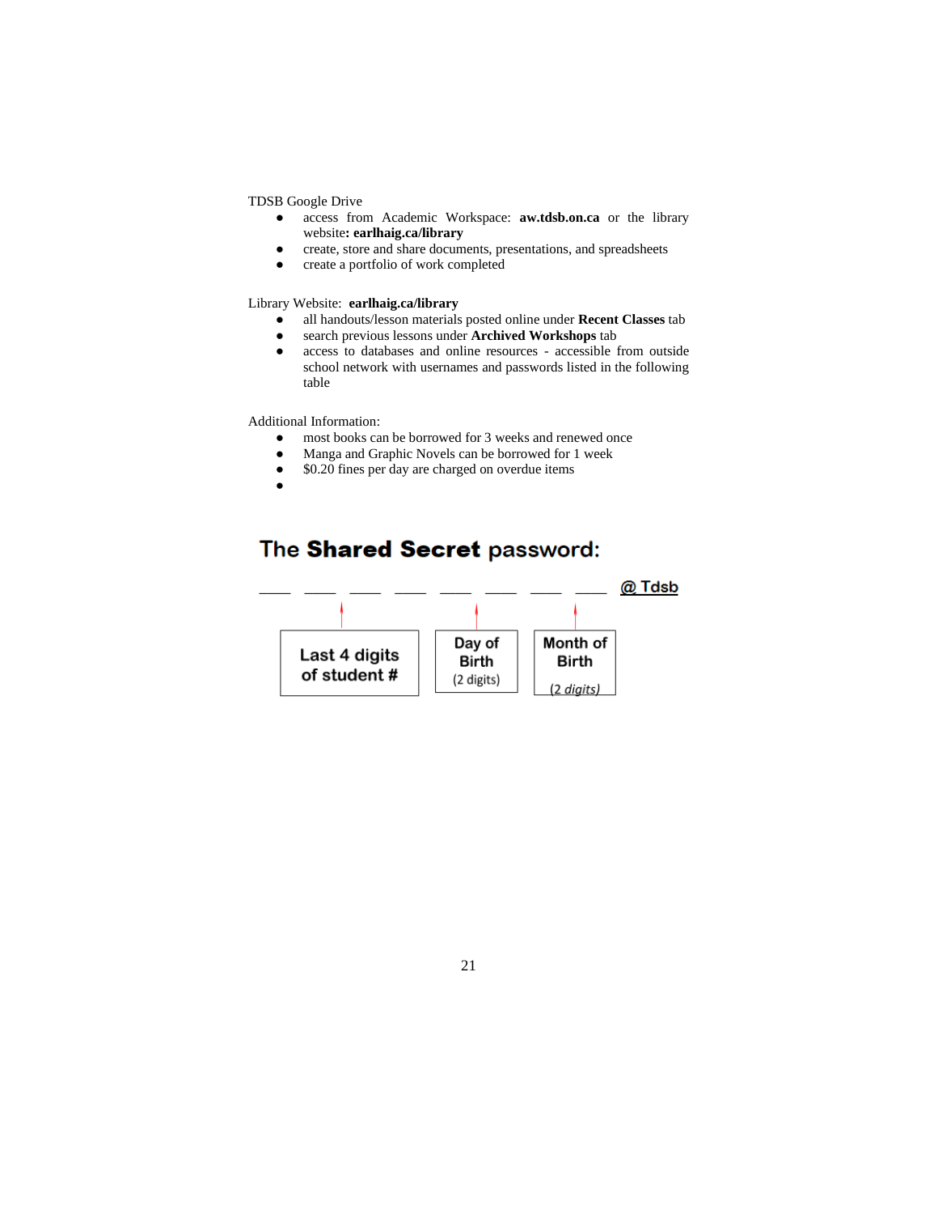TDSB Google Drive

- access from Academic Workspace: **aw.tdsb.on.ca** or the library website**: earlhaig.ca/library**
- create, store and share documents, presentations, and spreadsheets
- create a portfolio of work completed

Library Website: **earlhaig.ca/library**

- all handouts/lesson materials posted online under **Recent Classes** tab
- search previous lessons under **Archived Workshops** tab
- access to databases and online resources - accessible from outside school network with usernames and passwords listed in the following table

Additional Information:

- most books can be borrowed for 3 weeks and renewed once
- Manga and Graphic Novels can be borrowed for 1 week
- $0.20 fines per day are charged on overdue items
- 

## The **Shared Secret** password:

____ ____ ____ ____ ____ ____ ____ ____ @ Tdsb

| Last 4 digits of student # | Day of Birth (2 digits) | Month of Birth (2 digits) |
|---|---|---|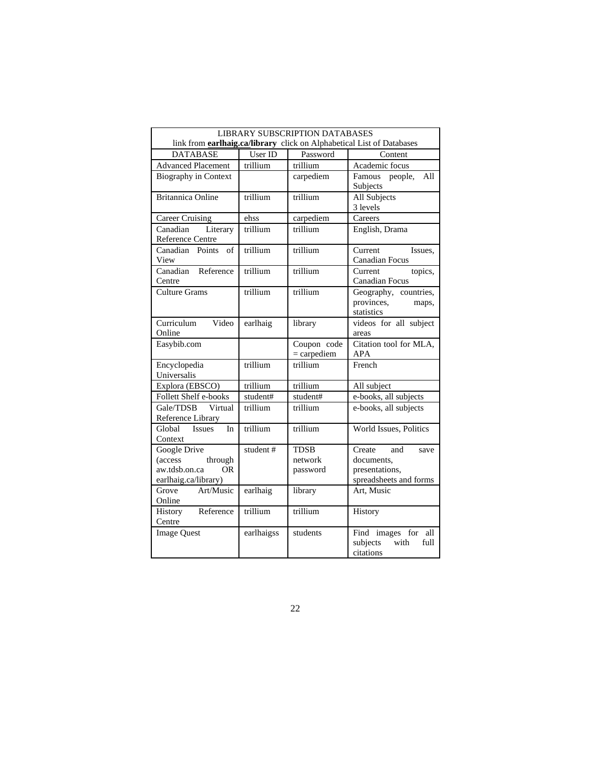| LIBRARY SUBSCRIPTION DATABASES<br>link from **earlhaig.ca/library** click on Alphabetical List of Databases | | | |
|---|---|---|---|
| DATABASE | User ID | Password | Content |
| Advanced Placement | trillium | trillium | Academic focus |
| Biography in Context | | carpediem | Famous people, All Subjects |
| Britannica Online | trillium | trillium | All Subjects<br>3 levels |
| Career Cruising | ehss | carpediem | Careers |
| Canadian Literary Reference Centre | trillium | trillium | English, Drama |
| Canadian Points of View | trillium | trillium | Current Issues, Canadian Focus |
| Canadian Reference Centre | trillium | trillium | Current topics, Canadian Focus |
| Culture Grams | trillium | trillium | Geography, countries, provinces, maps, statistics |
| Curriculum Video Online | earlhaig | library | videos for all subject areas |
| Easybib.com | | Coupon code = carpediem | Citation tool for MLA, APA |
| Encyclopedia Universalis | trillium | trillium | French |
| Explora (EBSCO) | trillium | trillium | All subject |
| Follett Shelf e-books | student# | student# | e-books, all subjects |
| Gale/TDSB Virtual Reference Library | trillium | trillium | e-books, all subjects |
| Global Issues In Context | trillium | trillium | World Issues, Politics |
| Google Drive (access through aw.tdsb.on.ca OR earlhaig.ca/library) | student # | TDSB network password | Create and save documents, presentations, spreadsheets and forms |
| Grove Art/Music Online | earlhaig | library | Art, Music |
| History Reference Centre | trillium | trillium | History |
| Image Quest | earlhaigss | students | Find images for all subjects with full citations |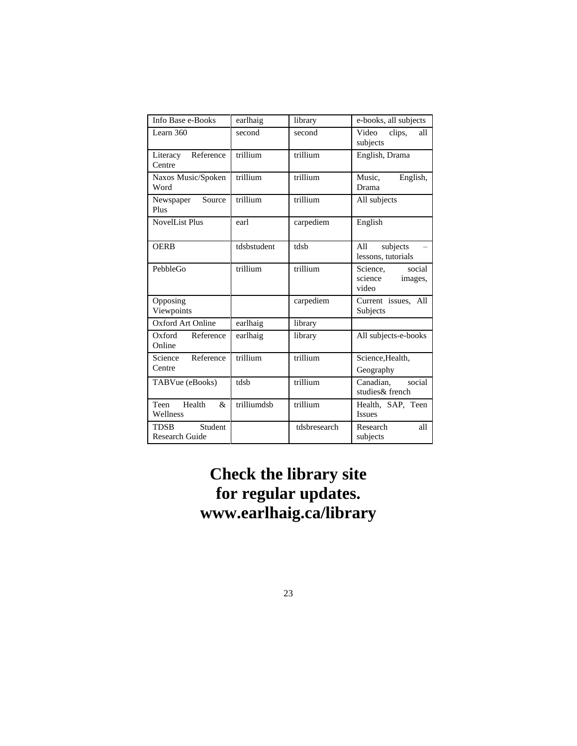| Info Base e-Books | earlhaig | library | e-books, all subjects |
|---|---|---|---|
| Learn 360 | second | second | Video clips, all subjects |
| Literacy Reference Centre | trillium | trillium | English, Drama |
| Naxos Music/Spoken Word | trillium | trillium | Music, English, Drama |
| Newspaper Source Plus | trillium | trillium | All subjects |
| NovelList Plus | earl | carpediem | English |
| OERB | tdsbstudent | tdsb | All subjects – lessons, tutorials |
| PebbleGo | trillium | trillium | Science, social science images, video |
| Opposing Viewpoints | | carpediem | Current issues, All Subjects |
| Oxford Art Online | earlhaig | library | |
| Oxford Reference Online | earlhaig | library | All subjects-e-books |
| Science Reference Centre | trillium | trillium | Science,Health, Geography |
| TABVue (eBooks) | tdsb | trillium | Canadian, social studies& french |
| Teen Health & Wellness | trilliumdsb | trillium | Health, SAP, Teen Issues |
| TDSB Student Research Guide | | tdsbresearch | Research all subjects |

**Check the library site for regular updates. www.earlhaig.ca/library**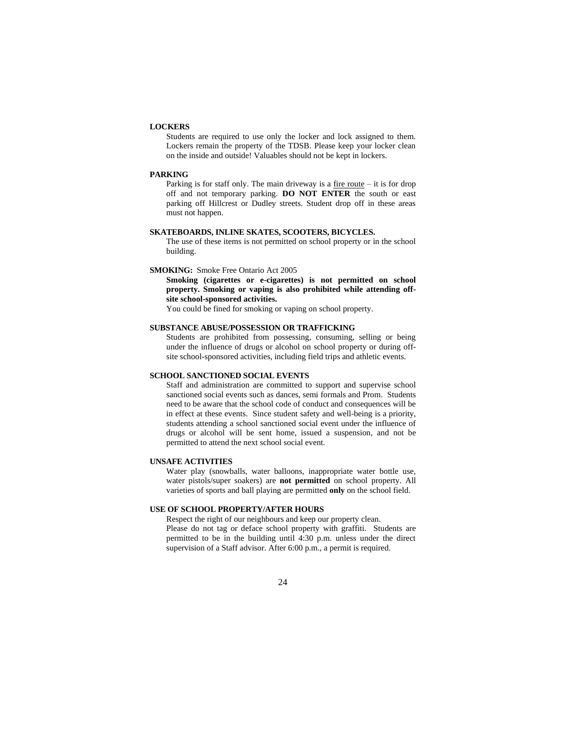### LOCKERS

Students are required to use only the locker and lock assigned to them. Lockers remain the property of the TDSB. Please keep your locker clean on the inside and outside! Valuables should not be kept in lockers.

### PARKING

Parking is for staff only. The main driveway is a fire route – it is for drop off and not temporary parking. **DO NOT ENTER** the south or east parking off Hillcrest or Dudley streets. Student drop off in these areas must not happen.

### SKATEBOARDS, INLINE SKATES, SCOOTERS, BICYCLES.

The use of these items is not permitted on school property or in the school building.

### SMOKING: Smoke Free Ontario Act 2005

**Smoking (cigarettes or e-cigarettes) is not permitted on school property. Smoking or vaping is also prohibited while attending off-site school-sponsored activities.**

You could be fined for smoking or vaping on school property.

### SUBSTANCE ABUSE/POSSESSION OR TRAFFICKING

Students are prohibited from possessing, consuming, selling or being under the influence of drugs or alcohol on school property or during off-site school-sponsored activities, including field trips and athletic events.

### SCHOOL SANCTIONED SOCIAL EVENTS

Staff and administration are committed to support and supervise school sanctioned social events such as dances, semi formals and Prom. Students need to be aware that the school code of conduct and consequences will be in effect at these events. Since student safety and well-being is a priority, students attending a school sanctioned social event under the influence of drugs or alcohol will be sent home, issued a suspension, and not be permitted to attend the next school social event.

### UNSAFE ACTIVITIES

Water play (snowballs, water balloons, inappropriate water bottle use, water pistols/super soakers) are **not permitted** on school property. All varieties of sports and ball playing are permitted **only** on the school field.

### USE OF SCHOOL PROPERTY/AFTER HOURS

Respect the right of our neighbours and keep our property clean.

Please do not tag or deface school property with graffiti. Students are permitted to be in the building until 4:30 p.m. unless under the direct supervision of a Staff advisor. After 6:00 p.m., a permit is required.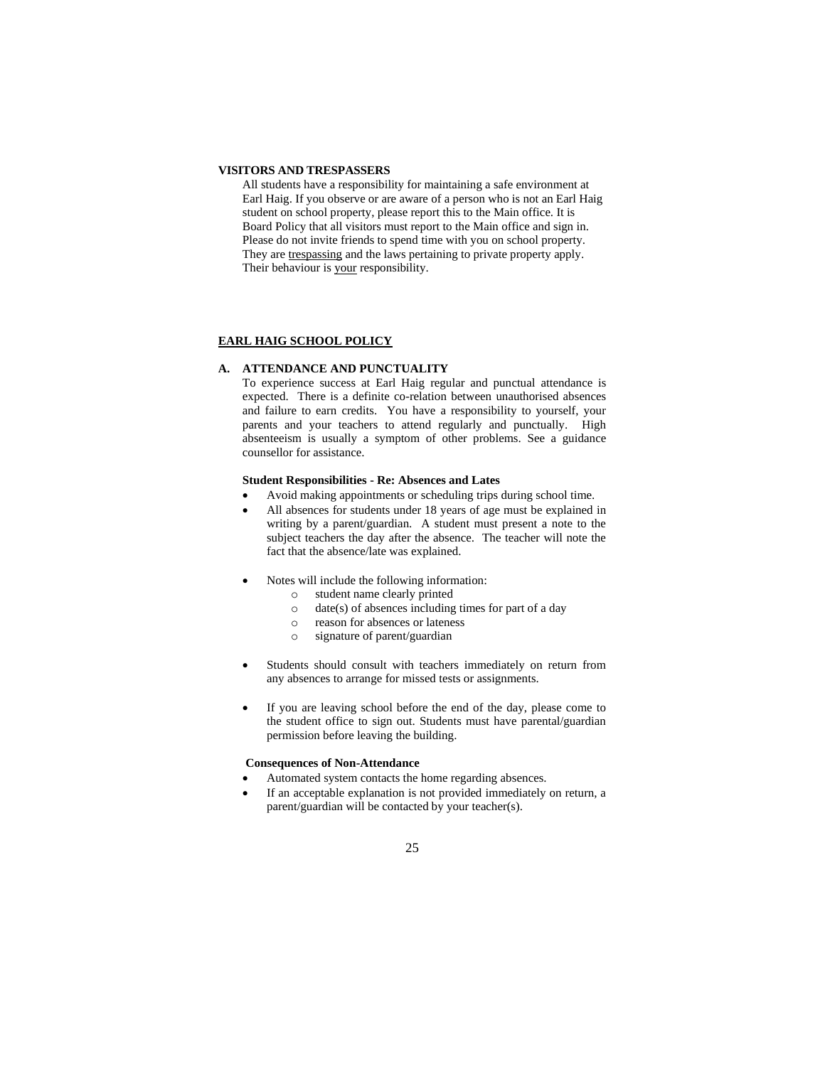**VISITORS AND TRESPASSERS**

All students have a responsibility for maintaining a safe environment at Earl Haig. If you observe or are aware of a person who is not an Earl Haig student on school property, please report this to the Main office. It is Board Policy that all visitors must report to the Main office and sign in. Please do not invite friends to spend time with you on school property. They are <u>trespassing</u> and the laws pertaining to private property apply. Their behaviour is <u>your</u> responsibility.

## <u>EARL HAIG SCHOOL POLICY</u>

### A. ATTENDANCE AND PUNCTUALITY

To experience success at Earl Haig regular and punctual attendance is expected. There is a definite co-relation between unauthorised absences and failure to earn credits. You have a responsibility to yourself, your parents and your teachers to attend regularly and punctually. High absenteeism is usually a symptom of other problems. See a guidance counsellor for assistance.

**Student Responsibilities - Re: Absences and Lates**

- Avoid making appointments or scheduling trips during school time.
- All absences for students under 18 years of age must be explained in writing by a parent/guardian. A student must present a note to the subject teachers the day after the absence. The teacher will note the fact that the absence/late was explained.
- Notes will include the following information:
    - student name clearly printed
    - date(s) of absences including times for part of a day
    - reason for absences or lateness
    - signature of parent/guardian
- Students should consult with teachers immediately on return from any absences to arrange for missed tests or assignments.
- If you are leaving school before the end of the day, please come to the student office to sign out. Students must have parental/guardian permission before leaving the building.

**Consequences of Non-Attendance**

- Automated system contacts the home regarding absences.
- If an acceptable explanation is not provided immediately on return, a parent/guardian will be contacted by your teacher(s).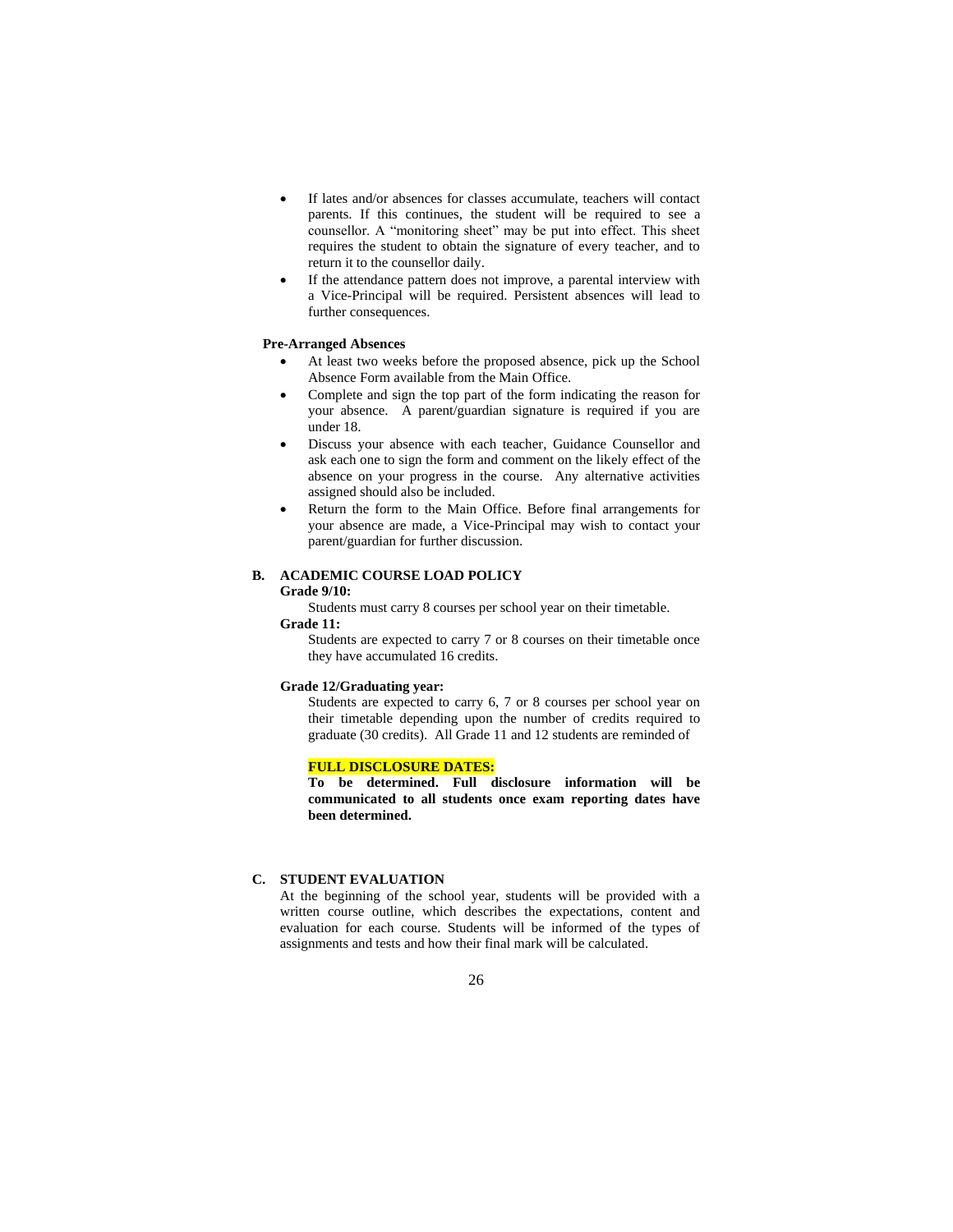- If lates and/or absences for classes accumulate, teachers will contact parents. If this continues, the student will be required to see a counsellor. A "monitoring sheet" may be put into effect. This sheet requires the student to obtain the signature of every teacher, and to return it to the counsellor daily.
- If the attendance pattern does not improve, a parental interview with a Vice-Principal will be required. Persistent absences will lead to further consequences.

**Pre-Arranged Absences**

- At least two weeks before the proposed absence, pick up the School Absence Form available from the Main Office.
- Complete and sign the top part of the form indicating the reason for your absence. A parent/guardian signature is required if you are under 18.
- Discuss your absence with each teacher, Guidance Counsellor and ask each one to sign the form and comment on the likely effect of the absence on your progress in the course. Any alternative activities assigned should also be included.
- Return the form to the Main Office. Before final arrangements for your absence are made, a Vice-Principal may wish to contact your parent/guardian for further discussion.

## B. ACADEMIC COURSE LOAD POLICY

**Grade 9/10:**

Students must carry 8 courses per school year on their timetable.

**Grade 11:**

Students are expected to carry 7 or 8 courses on their timetable once they have accumulated 16 credits.

**Grade 12/Graduating year:**

Students are expected to carry 6, 7 or 8 courses per school year on their timetable depending upon the number of credits required to graduate (30 credits). All Grade 11 and 12 students are reminded of

**FULL DISCLOSURE DATES:**

**To be determined. Full disclosure information will be communicated to all students once exam reporting dates have been determined.**

## C. STUDENT EVALUATION

At the beginning of the school year, students will be provided with a written course outline, which describes the expectations, content and evaluation for each course. Students will be informed of the types of assignments and tests and how their final mark will be calculated.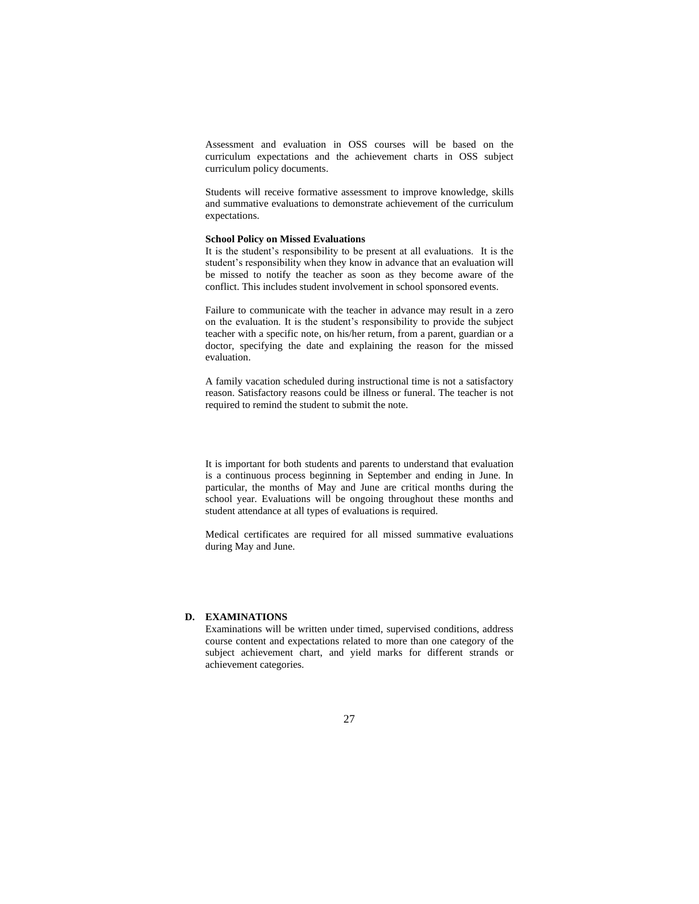Assessment and evaluation in OSS courses will be based on the curriculum expectations and the achievement charts in OSS subject curriculum policy documents.

Students will receive formative assessment to improve knowledge, skills and summative evaluations to demonstrate achievement of the curriculum expectations.

**School Policy on Missed Evaluations**

It is the student's responsibility to be present at all evaluations. It is the student's responsibility when they know in advance that an evaluation will be missed to notify the teacher as soon as they become aware of the conflict. This includes student involvement in school sponsored events.

Failure to communicate with the teacher in advance may result in a zero on the evaluation. It is the student's responsibility to provide the subject teacher with a specific note, on his/her return, from a parent, guardian or a doctor, specifying the date and explaining the reason for the missed evaluation.

A family vacation scheduled during instructional time is not a satisfactory reason. Satisfactory reasons could be illness or funeral. The teacher is not required to remind the student to submit the note.

It is important for both students and parents to understand that evaluation is a continuous process beginning in September and ending in June. In particular, the months of May and June are critical months during the school year. Evaluations will be ongoing throughout these months and student attendance at all types of evaluations is required.

Medical certificates are required for all missed summative evaluations during May and June.

## D. EXAMINATIONS

Examinations will be written under timed, supervised conditions, address course content and expectations related to more than one category of the subject achievement chart, and yield marks for different strands or achievement categories.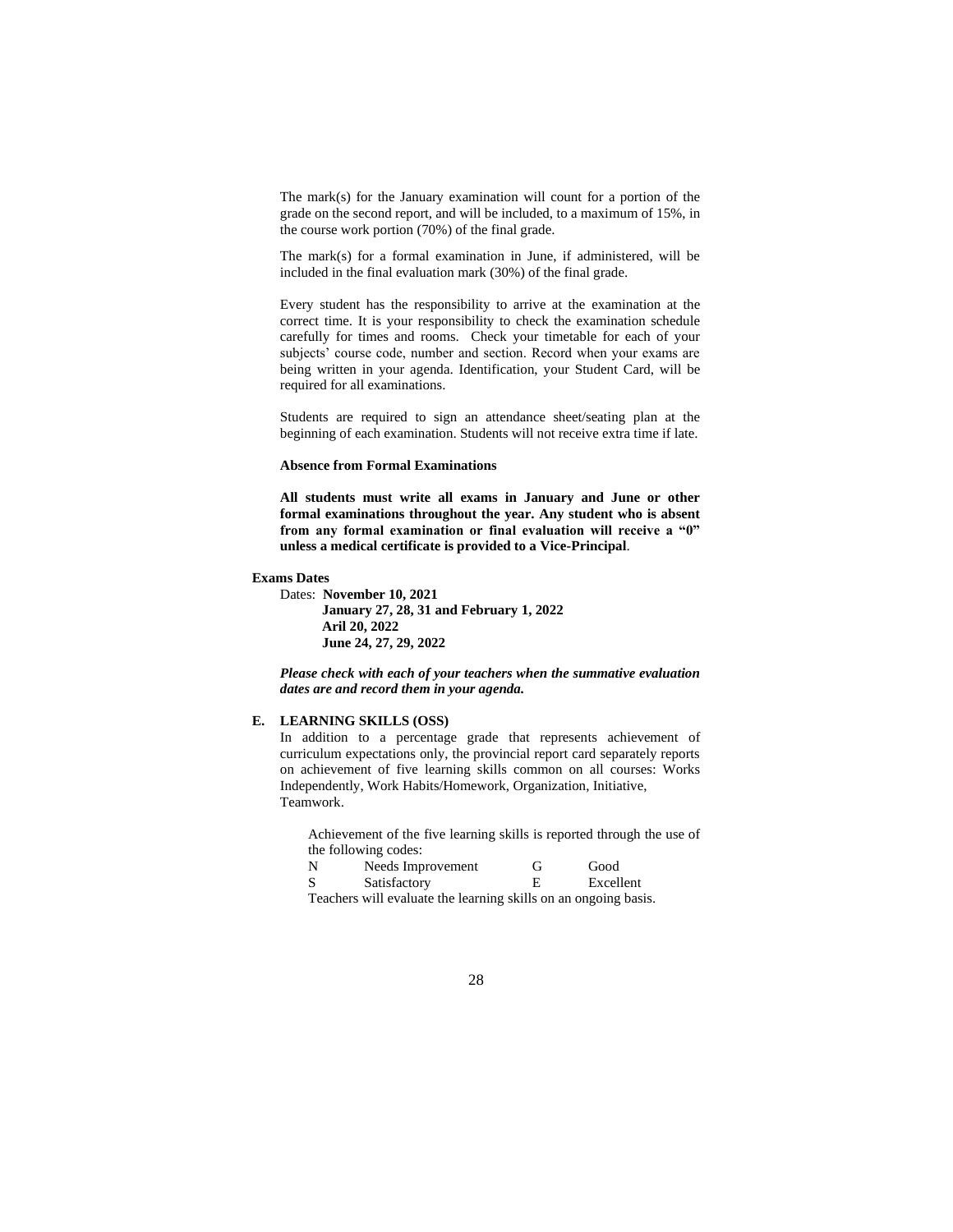The mark(s) for the January examination will count for a portion of the grade on the second report, and will be included, to a maximum of 15%, in the course work portion (70%) of the final grade.

The mark(s) for a formal examination in June, if administered, will be included in the final evaluation mark (30%) of the final grade.

Every student has the responsibility to arrive at the examination at the correct time. It is your responsibility to check the examination schedule carefully for times and rooms. Check your timetable for each of your subjects' course code, number and section. Record when your exams are being written in your agenda. Identification, your Student Card, will be required for all examinations.

Students are required to sign an attendance sheet/seating plan at the beginning of each examination. Students will not receive extra time if late.

**Absence from Formal Examinations**

**All students must write all exams in January and June or other formal examinations throughout the year. Any student who is absent from any formal examination or final evaluation will receive a "0" unless a medical certificate is provided to a Vice-Principal**.

**Exams Dates**

Dates: **November 10, 2021**
**January 27, 28, 31 and February 1, 2022**
**Aril 20, 2022**
**June 24, 27, 29, 2022**

***Please check with each of your teachers when the summative evaluation dates are and record them in your agenda.***

## E. LEARNING SKILLS (OSS)

In addition to a percentage grade that represents achievement of curriculum expectations only, the provincial report card separately reports on achievement of five learning skills common on all courses: Works Independently, Work Habits/Homework, Organization, Initiative, Teamwork.

Achievement of the five learning skills is reported through the use of the following codes:

| | | | |
|---|---|---|---|
| N | Needs Improvement | G | Good |
| S | Satisfactory | E | Excellent |

Teachers will evaluate the learning skills on an ongoing basis.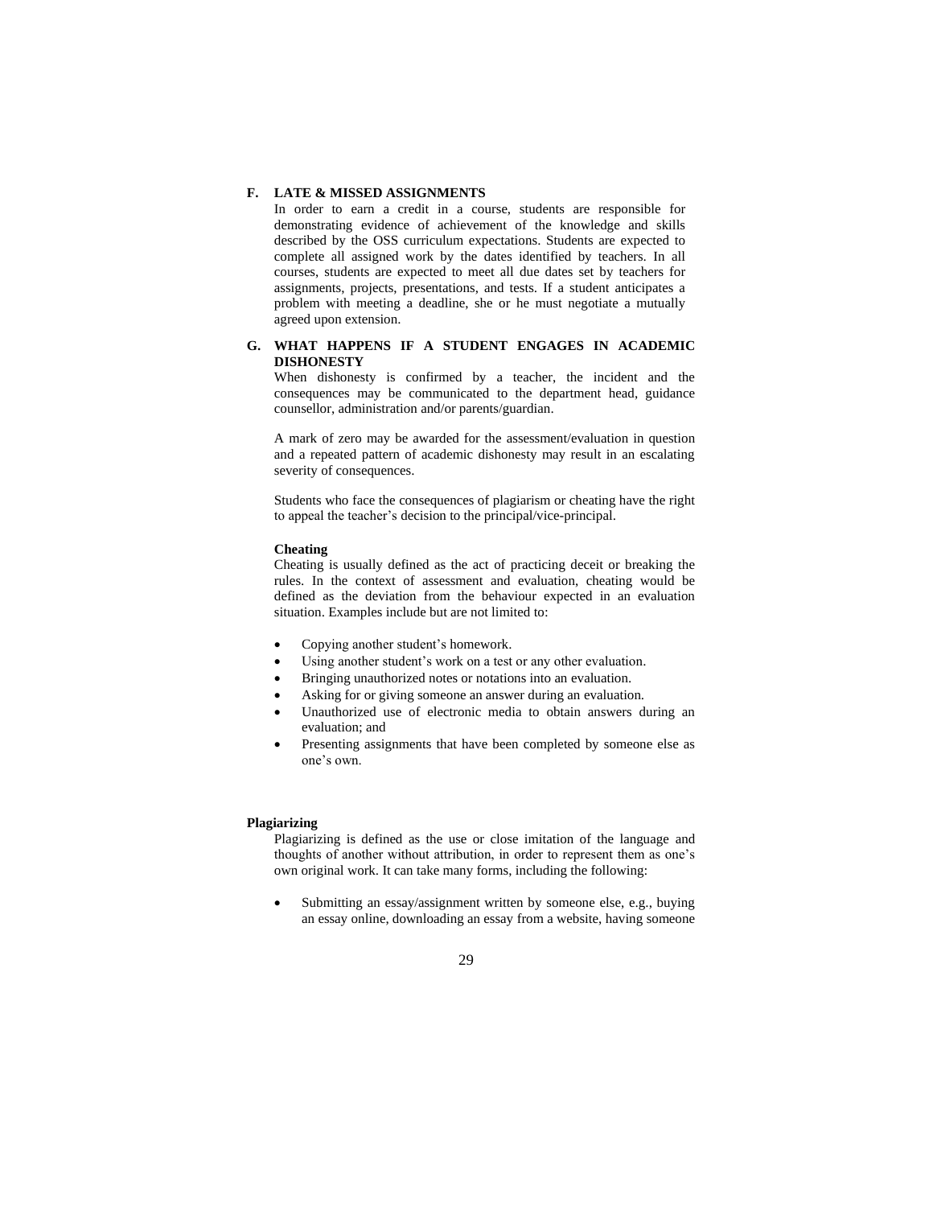## F. LATE & MISSED ASSIGNMENTS

In order to earn a credit in a course, students are responsible for demonstrating evidence of achievement of the knowledge and skills described by the OSS curriculum expectations. Students are expected to complete all assigned work by the dates identified by teachers. In all courses, students are expected to meet all due dates set by teachers for assignments, projects, presentations, and tests. If a student anticipates a problem with meeting a deadline, she or he must negotiate a mutually agreed upon extension.

## G. WHAT HAPPENS IF A STUDENT ENGAGES IN ACADEMIC DISHONESTY

When dishonesty is confirmed by a teacher, the incident and the consequences may be communicated to the department head, guidance counsellor, administration and/or parents/guardian.

A mark of zero may be awarded for the assessment/evaluation in question and a repeated pattern of academic dishonesty may result in an escalating severity of consequences.

Students who face the consequences of plagiarism or cheating have the right to appeal the teacher's decision to the principal/vice-principal.

**Cheating**

Cheating is usually defined as the act of practicing deceit or breaking the rules. In the context of assessment and evaluation, cheating would be defined as the deviation from the behaviour expected in an evaluation situation. Examples include but are not limited to:

- Copying another student's homework.
- Using another student's work on a test or any other evaluation.
- Bringing unauthorized notes or notations into an evaluation.
- Asking for or giving someone an answer during an evaluation.
- Unauthorized use of electronic media to obtain answers during an evaluation; and
- Presenting assignments that have been completed by someone else as one's own.

**Plagiarizing**

Plagiarizing is defined as the use or close imitation of the language and thoughts of another without attribution, in order to represent them as one's own original work. It can take many forms, including the following:

- Submitting an essay/assignment written by someone else, e.g., buying an essay online, downloading an essay from a website, having someone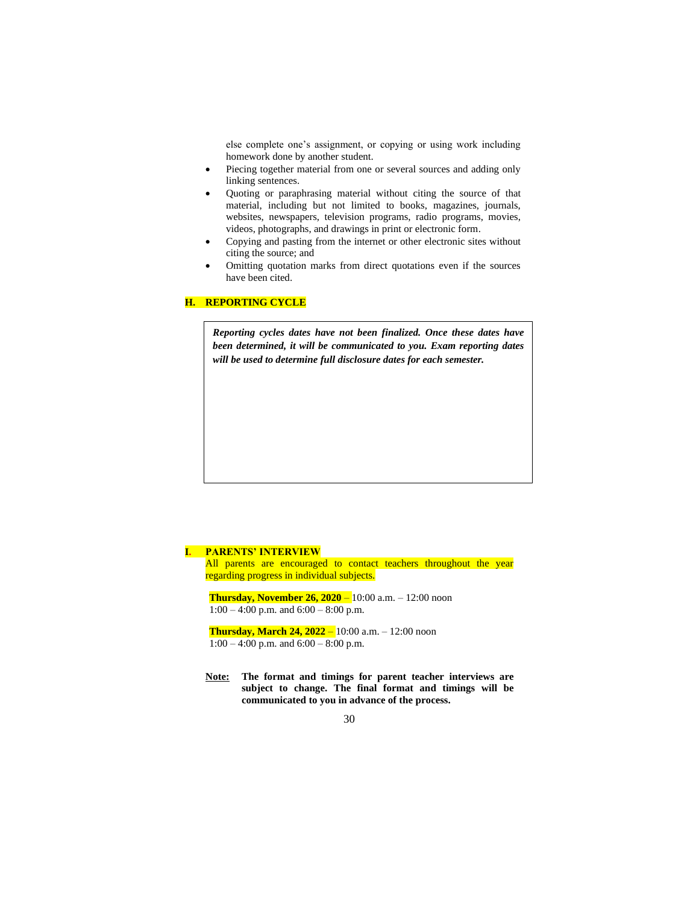else complete one's assignment, or copying or using work including homework done by another student.

- Piecing together material from one or several sources and adding only linking sentences.
- Quoting or paraphrasing material without citing the source of that material, including but not limited to books, magazines, journals, websites, newspapers, television programs, radio programs, movies, videos, photographs, and drawings in print or electronic form.
- Copying and pasting from the internet or other electronic sites without citing the source; and
- Omitting quotation marks from direct quotations even if the sources have been cited.

## H. REPORTING CYCLE

***Reporting cycles dates have not been finalized. Once these dates have been determined, it will be communicated to you. Exam reporting dates will be used to determine full disclosure dates for each semester.***

## I. PARENTS' INTERVIEW

All parents are encouraged to contact teachers throughout the year regarding progress in individual subjects.

**Thursday, November 26, 2020** – 10:00 a.m. – 12:00 noon
1:00 – 4:00 p.m. and 6:00 – 8:00 p.m.

**Thursday, March 24, 2022** – 10:00 a.m. – 12:00 noon
1:00 – 4:00 p.m. and 6:00 – 8:00 p.m.

**Note:** **The format and timings for parent teacher interviews are subject to change. The final format and timings will be communicated to you in advance of the process.**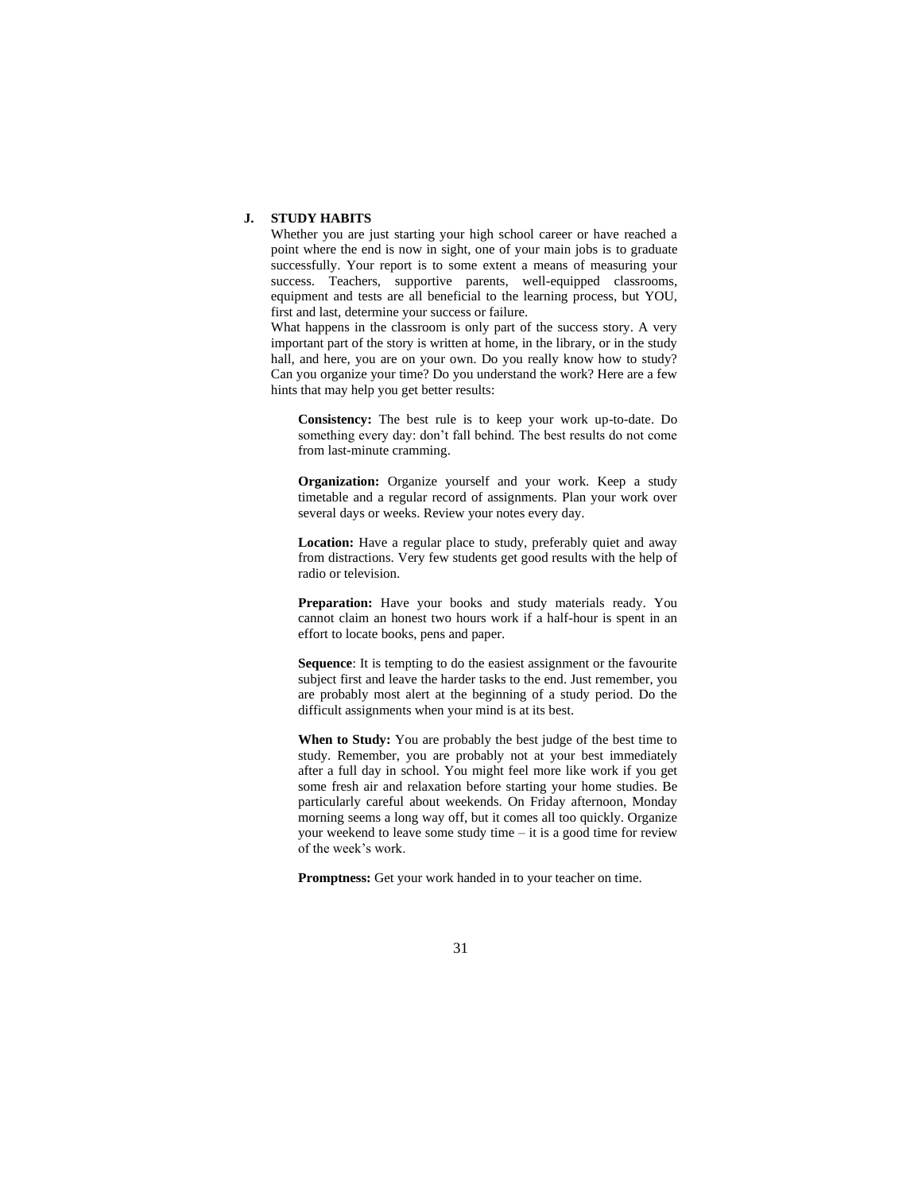## J. STUDY HABITS

Whether you are just starting your high school career or have reached a point where the end is now in sight, one of your main jobs is to graduate successfully. Your report is to some extent a means of measuring your success. Teachers, supportive parents, well-equipped classrooms, equipment and tests are all beneficial to the learning process, but YOU, first and last, determine your success or failure.

What happens in the classroom is only part of the success story. A very important part of the story is written at home, in the library, or in the study hall, and here, you are on your own. Do you really know how to study? Can you organize your time? Do you understand the work? Here are a few hints that may help you get better results:

**Consistency:** The best rule is to keep your work up-to-date. Do something every day: don't fall behind. The best results do not come from last-minute cramming.

**Organization:** Organize yourself and your work. Keep a study timetable and a regular record of assignments. Plan your work over several days or weeks. Review your notes every day.

**Location:** Have a regular place to study, preferably quiet and away from distractions. Very few students get good results with the help of radio or television.

**Preparation:** Have your books and study materials ready. You cannot claim an honest two hours work if a half-hour is spent in an effort to locate books, pens and paper.

**Sequence**: It is tempting to do the easiest assignment or the favourite subject first and leave the harder tasks to the end. Just remember, you are probably most alert at the beginning of a study period. Do the difficult assignments when your mind is at its best.

**When to Study:** You are probably the best judge of the best time to study. Remember, you are probably not at your best immediately after a full day in school. You might feel more like work if you get some fresh air and relaxation before starting your home studies. Be particularly careful about weekends. On Friday afternoon, Monday morning seems a long way off, but it comes all too quickly. Organize your weekend to leave some study time – it is a good time for review of the week's work.

**Promptness:** Get your work handed in to your teacher on time.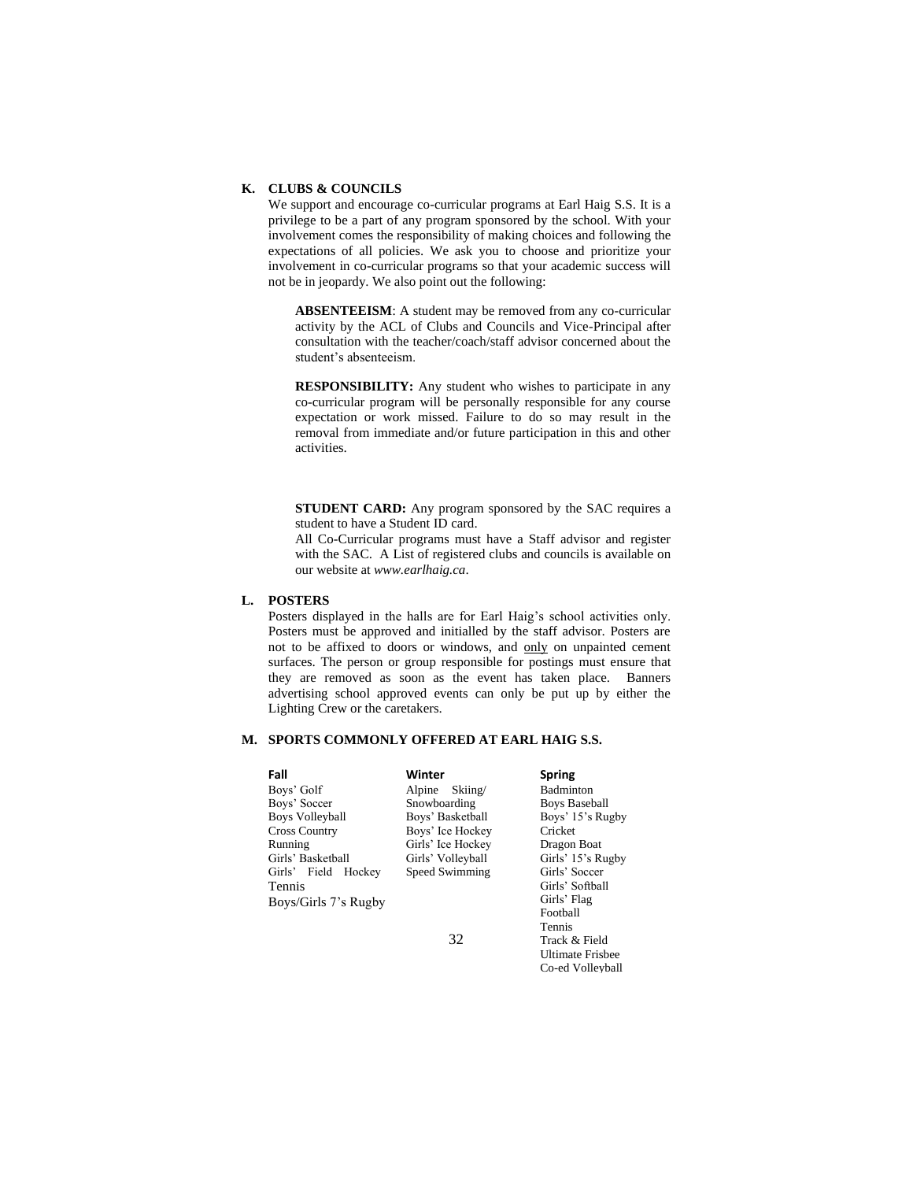## K. CLUBS & COUNCILS

We support and encourage co-curricular programs at Earl Haig S.S. It is a privilege to be a part of any program sponsored by the school. With your involvement comes the responsibility of making choices and following the expectations of all policies. We ask you to choose and prioritize your involvement in co-curricular programs so that your academic success will not be in jeopardy. We also point out the following:

**ABSENTEEISM**: A student may be removed from any co-curricular activity by the ACL of Clubs and Councils and Vice-Principal after consultation with the teacher/coach/staff advisor concerned about the student's absenteeism.

**RESPONSIBILITY:** Any student who wishes to participate in any co-curricular program will be personally responsible for any course expectation or work missed. Failure to do so may result in the removal from immediate and/or future participation in this and other activities.

**STUDENT CARD:** Any program sponsored by the SAC requires a student to have a Student ID card.

All Co-Curricular programs must have a Staff advisor and register with the SAC. A List of registered clubs and councils is available on our website at *www.earlhaig.ca*.

## L. POSTERS

Posters displayed in the halls are for Earl Haig's school activities only. Posters must be approved and initialled by the staff advisor. Posters are not to be affixed to doors or windows, and <u>only</u> on unpainted cement surfaces. The person or group responsible for postings must ensure that they are removed as soon as the event has taken place. Banners advertising school approved events can only be put up by either the Lighting Crew or the caretakers.

## M. SPORTS COMMONLY OFFERED AT EARL HAIG S.S.

| Fall | Winter | Spring |
|---|---|---|
| Boys' Golf | Alpine Skiing/ Snowboarding | Badminton |
| Boys' Soccer | Boys' Basketball | Boys Baseball |
| Boys Volleyball | Boys' Ice Hockey | Boys' 15's Rugby |
| Cross Country Running | Girls' Ice Hockey | Cricket |
| Girls' Basketball | Girls' Volleyball | Dragon Boat |
| Girls' Field Hockey | Speed Swimming | Girls' 15's Rugby |
| Tennis | | Girls' Soccer |
| Boys/Girls 7's Rugby | | Girls' Softball |
| | | Girls' Flag Football |
| | | Tennis |
| | | Track & Field |
| | | Ultimate Frisbee |
| | | Co-ed Volleyball |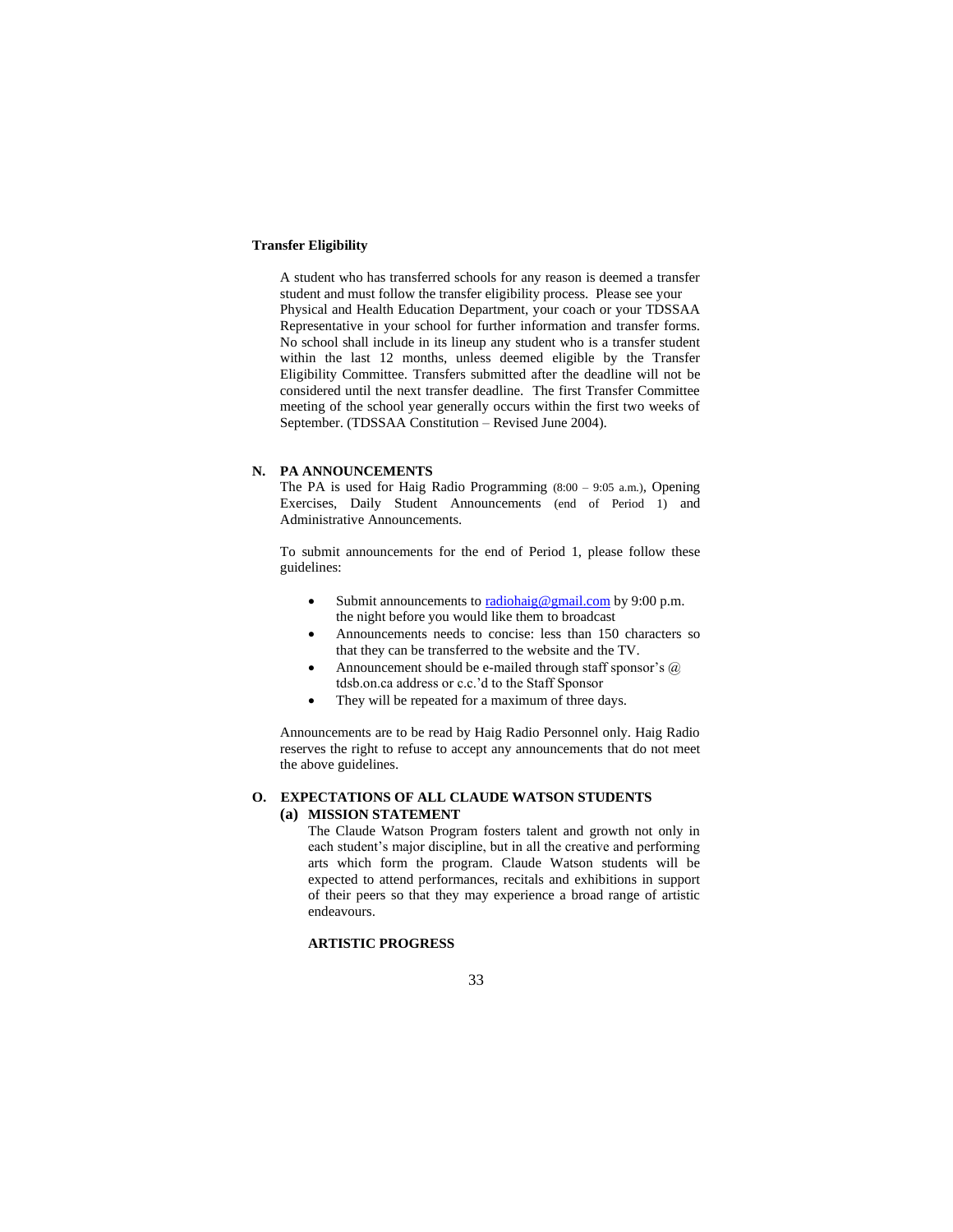**Transfer Eligibility**

A student who has transferred schools for any reason is deemed a transfer student and must follow the transfer eligibility process. Please see your Physical and Health Education Department, your coach or your TDSSAA Representative in your school for further information and transfer forms. No school shall include in its lineup any student who is a transfer student within the last 12 months, unless deemed eligible by the Transfer Eligibility Committee. Transfers submitted after the deadline will not be considered until the next transfer deadline. The first Transfer Committee meeting of the school year generally occurs within the first two weeks of September. (TDSSAA Constitution – Revised June 2004).

## N. PA ANNOUNCEMENTS

The PA is used for Haig Radio Programming (8:00 – 9:05 a.m.), Opening Exercises, Daily Student Announcements (end of Period 1) and Administrative Announcements.

To submit announcements for the end of Period 1, please follow these guidelines:

- Submit announcements to radiohaig@gmail.com by 9:00 p.m. the night before you would like them to broadcast
- Announcements needs to concise: less than 150 characters so that they can be transferred to the website and the TV.
- Announcement should be e-mailed through staff sponsor's @ tdsb.on.ca address or c.c.'d to the Staff Sponsor
- They will be repeated for a maximum of three days.

Announcements are to be read by Haig Radio Personnel only. Haig Radio reserves the right to refuse to accept any announcements that do not meet the above guidelines.

## O. EXPECTATIONS OF ALL CLAUDE WATSON STUDENTS

### (a) MISSION STATEMENT

The Claude Watson Program fosters talent and growth not only in each student's major discipline, but in all the creative and performing arts which form the program. Claude Watson students will be expected to attend performances, recitals and exhibitions in support of their peers so that they may experience a broad range of artistic endeavours.

**ARTISTIC PROGRESS**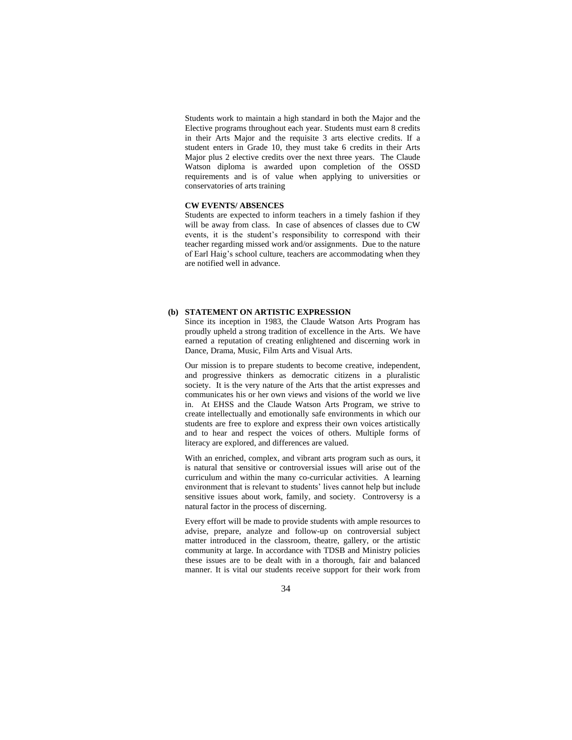Students work to maintain a high standard in both the Major and the Elective programs throughout each year. Students must earn 8 credits in their Arts Major and the requisite 3 arts elective credits. If a student enters in Grade 10, they must take 6 credits in their Arts Major plus 2 elective credits over the next three years. The Claude Watson diploma is awarded upon completion of the OSSD requirements and is of value when applying to universities or conservatories of arts training

**CW EVENTS/ ABSENCES**

Students are expected to inform teachers in a timely fashion if they will be away from class. In case of absences of classes due to CW events, it is the student's responsibility to correspond with their teacher regarding missed work and/or assignments. Due to the nature of Earl Haig's school culture, teachers are accommodating when they are notified well in advance.

**(b) STATEMENT ON ARTISTIC EXPRESSION**

Since its inception in 1983, the Claude Watson Arts Program has proudly upheld a strong tradition of excellence in the Arts. We have earned a reputation of creating enlightened and discerning work in Dance, Drama, Music, Film Arts and Visual Arts.

Our mission is to prepare students to become creative, independent, and progressive thinkers as democratic citizens in a pluralistic society. It is the very nature of the Arts that the artist expresses and communicates his or her own views and visions of the world we live in. At EHSS and the Claude Watson Arts Program, we strive to create intellectually and emotionally safe environments in which our students are free to explore and express their own voices artistically and to hear and respect the voices of others. Multiple forms of literacy are explored, and differences are valued.

With an enriched, complex, and vibrant arts program such as ours, it is natural that sensitive or controversial issues will arise out of the curriculum and within the many co-curricular activities. A learning environment that is relevant to students' lives cannot help but include sensitive issues about work, family, and society. Controversy is a natural factor in the process of discerning.

Every effort will be made to provide students with ample resources to advise, prepare, analyze and follow-up on controversial subject matter introduced in the classroom, theatre, gallery, or the artistic community at large. In accordance with TDSB and Ministry policies these issues are to be dealt with in a thorough, fair and balanced manner. It is vital our students receive support for their work from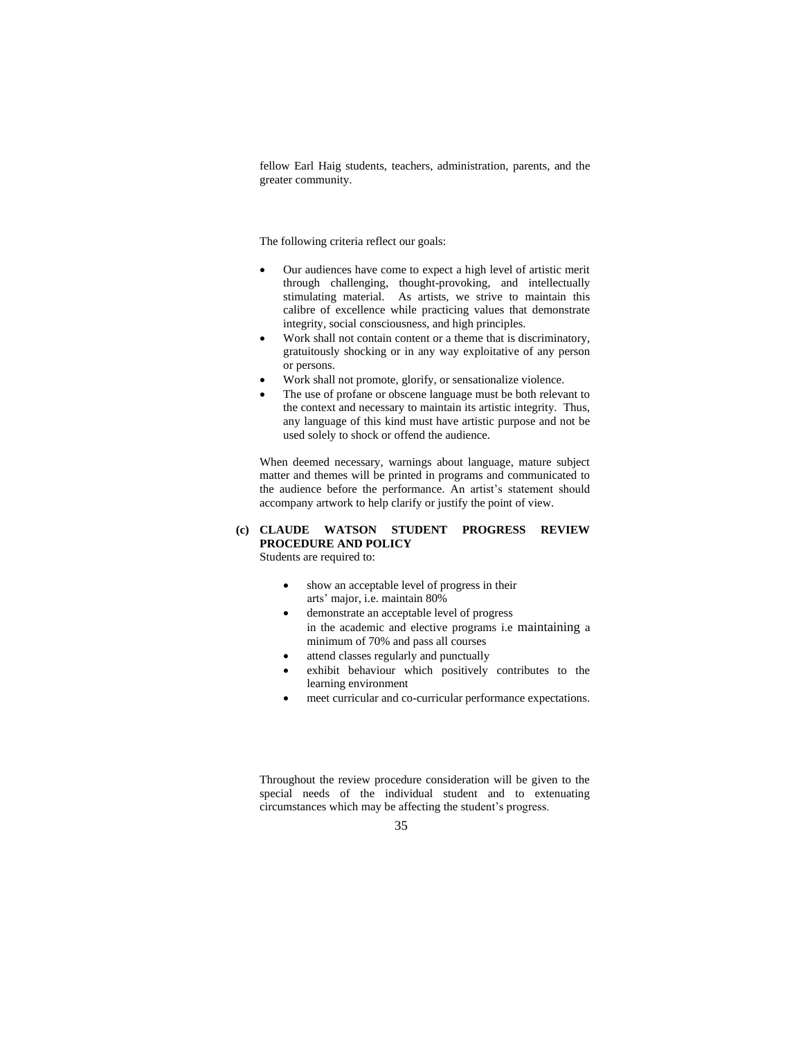fellow Earl Haig students, teachers, administration, parents, and the greater community.

The following criteria reflect our goals:

- Our audiences have come to expect a high level of artistic merit through challenging, thought-provoking, and intellectually stimulating material. As artists, we strive to maintain this calibre of excellence while practicing values that demonstrate integrity, social consciousness, and high principles.
- Work shall not contain content or a theme that is discriminatory, gratuitously shocking or in any way exploitative of any person or persons.
- Work shall not promote, glorify, or sensationalize violence.
- The use of profane or obscene language must be both relevant to the context and necessary to maintain its artistic integrity. Thus, any language of this kind must have artistic purpose and not be used solely to shock or offend the audience.

When deemed necessary, warnings about language, mature subject matter and themes will be printed in programs and communicated to the audience before the performance. An artist's statement should accompany artwork to help clarify or justify the point of view.

### (c) CLAUDE WATSON STUDENT PROGRESS REVIEW PROCEDURE AND POLICY

Students are required to:

- show an acceptable level of progress in their arts' major, i.e. maintain 80%
- demonstrate an acceptable level of progress in the academic and elective programs i.e maintaining a minimum of 70% and pass all courses
- attend classes regularly and punctually
- exhibit behaviour which positively contributes to the learning environment
- meet curricular and co-curricular performance expectations.

Throughout the review procedure consideration will be given to the special needs of the individual student and to extenuating circumstances which may be affecting the student's progress.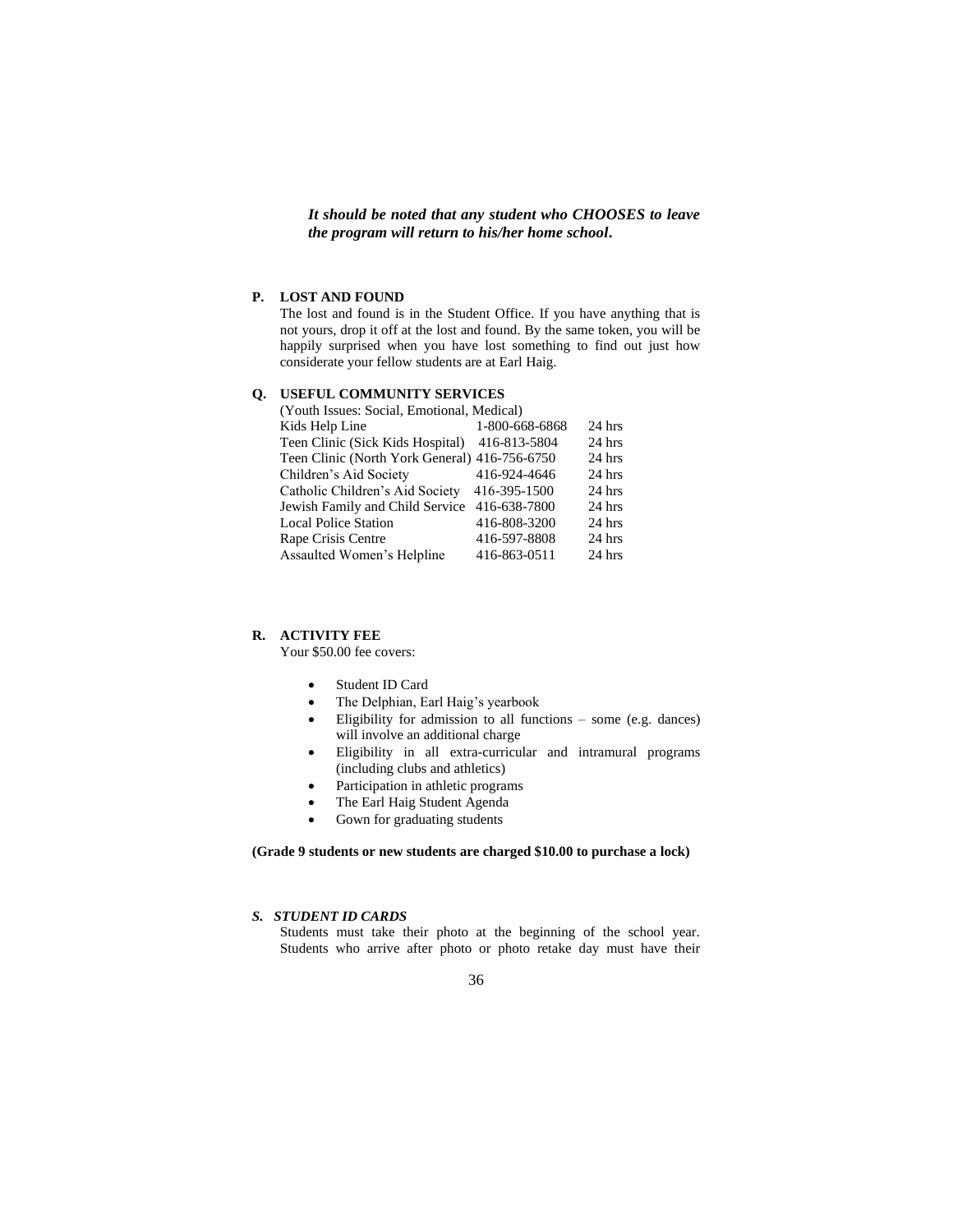***It should be noted that any student who CHOOSES to leave the program will return to his/her home school.***

### P. LOST AND FOUND

The lost and found is in the Student Office. If you have anything that is not yours, drop it off at the lost and found. By the same token, you will be happily surprised when you have lost something to find out just how considerate your fellow students are at Earl Haig.

### Q. USEFUL COMMUNITY SERVICES

(Youth Issues: Social, Emotional, Medical)

| Service | Phone | Hours |
|---|---|---|
| Kids Help Line | 1-800-668-6868 | 24 hrs |
| Teen Clinic (Sick Kids Hospital) | 416-813-5804 | 24 hrs |
| Teen Clinic (North York General) | 416-756-6750 | 24 hrs |
| Children's Aid Society | 416-924-4646 | 24 hrs |
| Catholic Children's Aid Society | 416-395-1500 | 24 hrs |
| Jewish Family and Child Service | 416-638-7800 | 24 hrs |
| Local Police Station | 416-808-3200 | 24 hrs |
| Rape Crisis Centre | 416-597-8808 | 24 hrs |
| Assaulted Women's Helpline | 416-863-0511 | 24 hrs |

### R. ACTIVITY FEE

Your $50.00 fee covers:

- Student ID Card
- The Delphian, Earl Haig's yearbook
- Eligibility for admission to all functions – some (e.g. dances) will involve an additional charge
- Eligibility in all extra-curricular and intramural programs (including clubs and athletics)
- Participation in athletic programs
- The Earl Haig Student Agenda
- Gown for graduating students

**(Grade 9 students or new students are charged $10.00 to purchase a lock)**

### *S. STUDENT ID CARDS*

Students must take their photo at the beginning of the school year. Students who arrive after photo or photo retake day must have their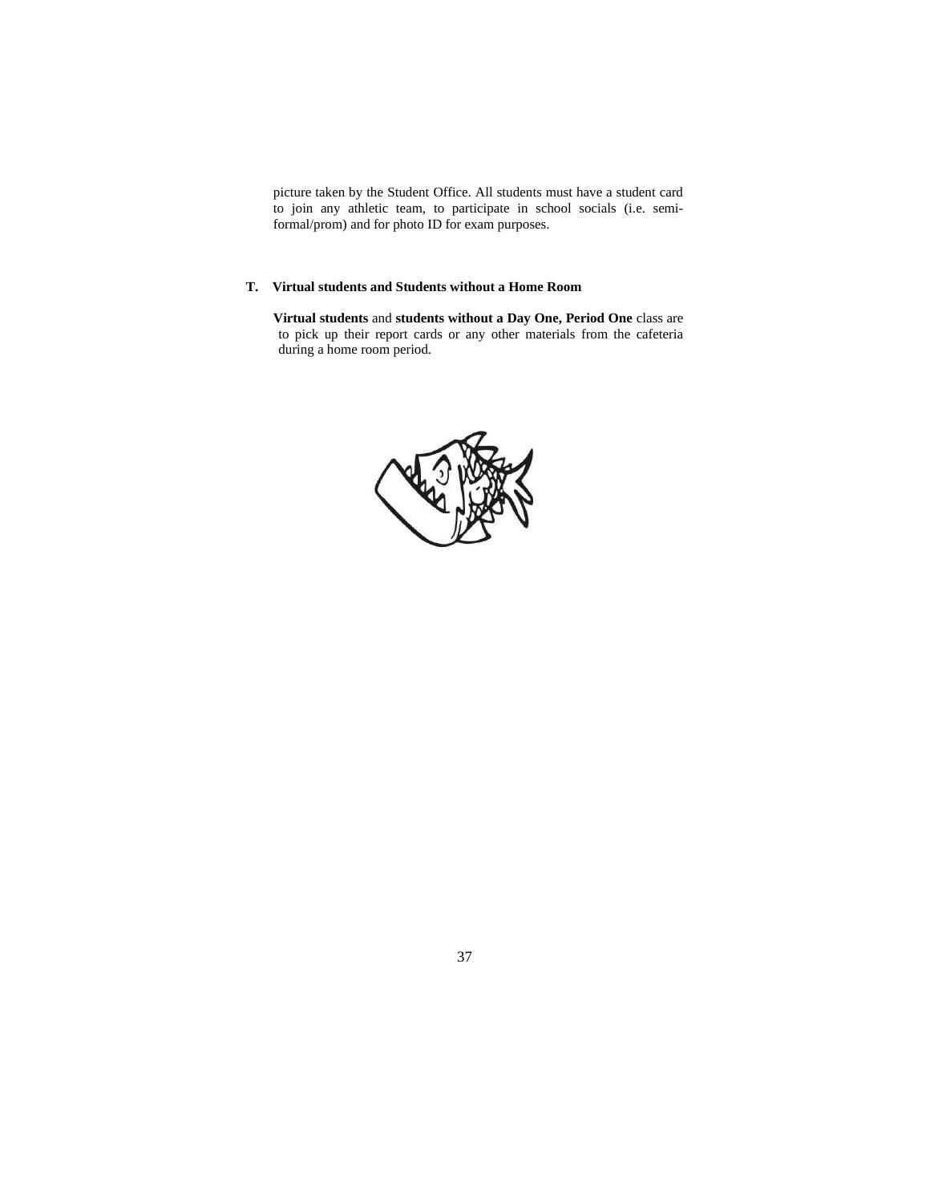picture taken by the Student Office. All students must have a student card to join any athletic team, to participate in school socials (i.e. semi-formal/prom) and for photo ID for exam purposes.

### T. Virtual students and Students without a Home Room

**Virtual students** and **students without a Day One, Period One** class are to pick up their report cards or any other materials from the cafeteria during a home room period.